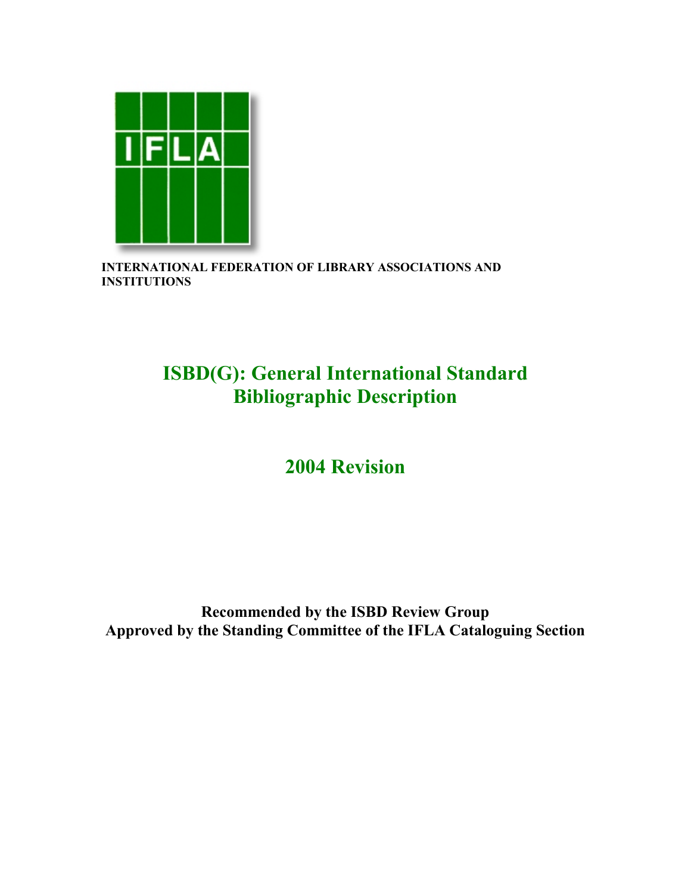INTERNATIONAL FEDERATION OF LIBRARY ASSOCIATIONS AND INSTITUTIONS

# ISBD(G): General International Standard Bibliographic Description

## 2004 Revision

**Recommended by the ISBD Review Group**
**Approved by the Standing Committee of the IFLA Cataloguing Section**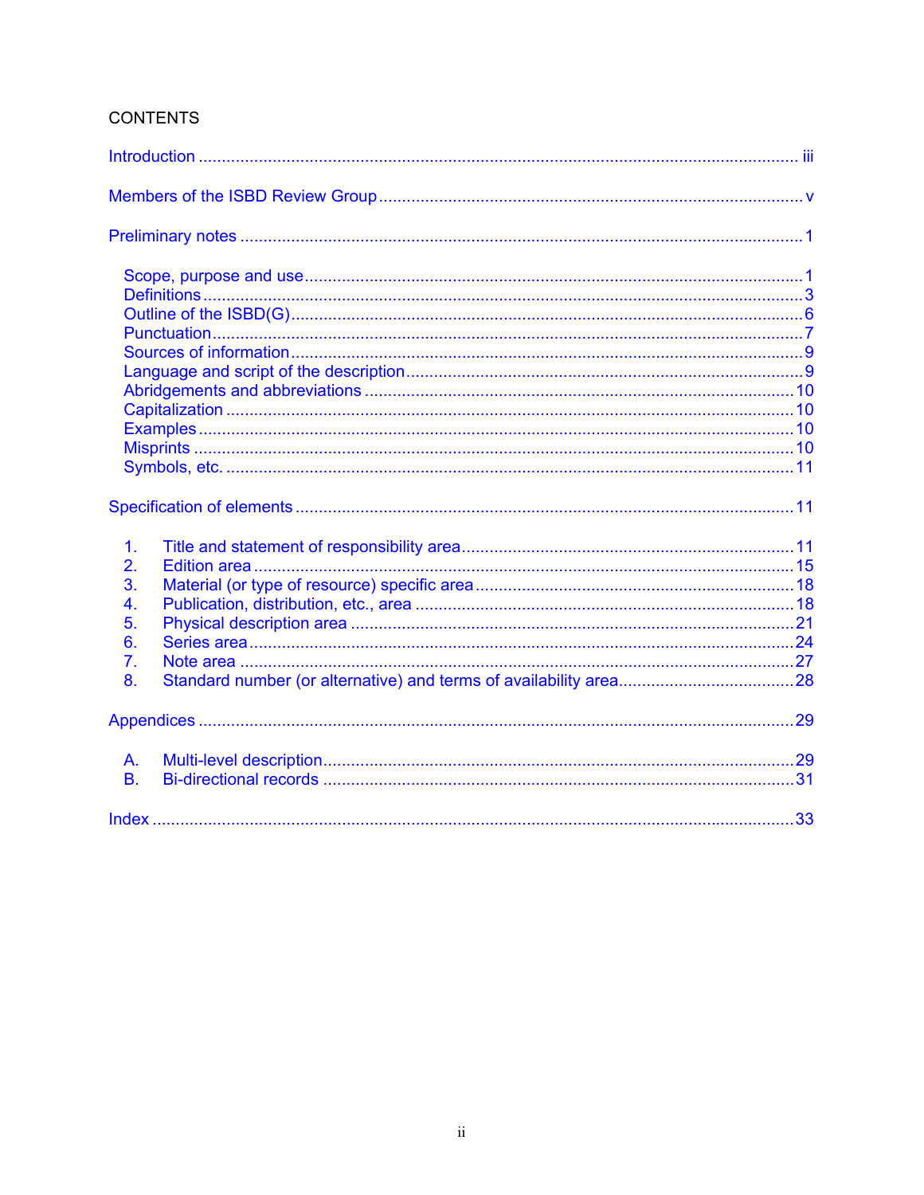## CONTENTS

Introduction ..... iii

Members of the ISBD Review Group ..... v

Preliminary notes ..... 1

- Scope, purpose and use ..... 1
- Definitions ..... 3
- Outline of the ISBD(G) ..... 6
- Punctuation ..... 7
- Sources of information ..... 9
- Language and script of the description ..... 9
- Abridgements and abbreviations ..... 10
- Capitalization ..... 10
- Examples ..... 10
- Misprints ..... 10
- Symbols, etc. ..... 11

Specification of elements ..... 11

1. Title and statement of responsibility area ..... 11
2. Edition area ..... 15
3. Material (or type of resource) specific area ..... 18
4. Publication, distribution, etc., area ..... 18
5. Physical description area ..... 21
6. Series area ..... 24
7. Note area ..... 27
8. Standard number (or alternative) and terms of availability area ..... 28

Appendices ..... 29

- A. Multi-level description ..... 29
- B. Bi-directional records ..... 31

Index ..... 33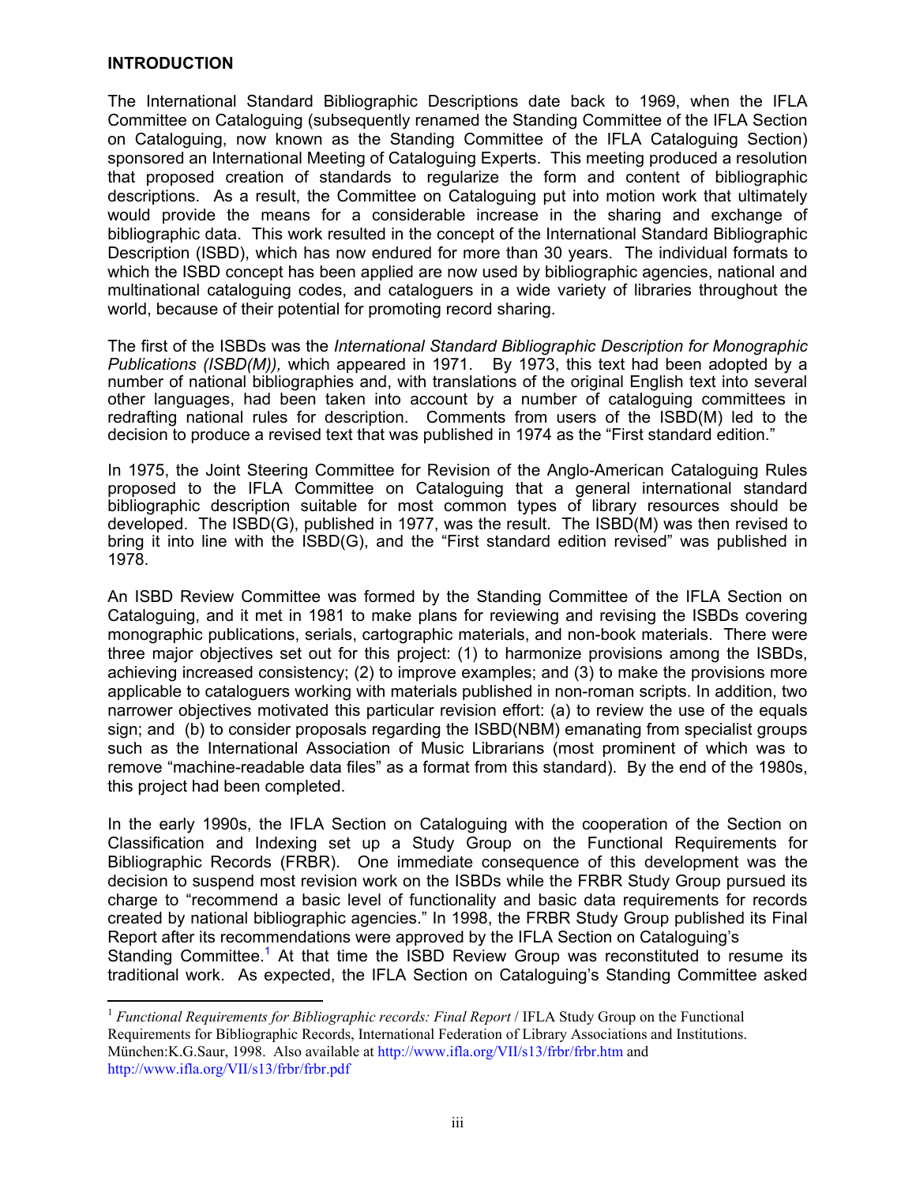## INTRODUCTION

The International Standard Bibliographic Descriptions date back to 1969, when the IFLA Committee on Cataloguing (subsequently renamed the Standing Committee of the IFLA Section on Cataloguing, now known as the Standing Committee of the IFLA Cataloguing Section) sponsored an International Meeting of Cataloguing Experts. This meeting produced a resolution that proposed creation of standards to regularize the form and content of bibliographic descriptions. As a result, the Committee on Cataloguing put into motion work that ultimately would provide the means for a considerable increase in the sharing and exchange of bibliographic data. This work resulted in the concept of the International Standard Bibliographic Description (ISBD), which has now endured for more than 30 years. The individual formats to which the ISBD concept has been applied are now used by bibliographic agencies, national and multinational cataloguing codes, and cataloguers in a wide variety of libraries throughout the world, because of their potential for promoting record sharing.

The first of the ISBDs was the *International Standard Bibliographic Description for Monographic Publications (ISBD(M)),* which appeared in 1971. By 1973, this text had been adopted by a number of national bibliographies and, with translations of the original English text into several other languages, had been taken into account by a number of cataloguing committees in redrafting national rules for description. Comments from users of the ISBD(M) led to the decision to produce a revised text that was published in 1974 as the "First standard edition."

In 1975, the Joint Steering Committee for Revision of the Anglo-American Cataloguing Rules proposed to the IFLA Committee on Cataloguing that a general international standard bibliographic description suitable for most common types of library resources should be developed. The ISBD(G), published in 1977, was the result. The ISBD(M) was then revised to bring it into line with the ISBD(G), and the "First standard edition revised" was published in 1978.

An ISBD Review Committee was formed by the Standing Committee of the IFLA Section on Cataloguing, and it met in 1981 to make plans for reviewing and revising the ISBDs covering monographic publications, serials, cartographic materials, and non-book materials. There were three major objectives set out for this project: (1) to harmonize provisions among the ISBDs, achieving increased consistency; (2) to improve examples; and (3) to make the provisions more applicable to cataloguers working with materials published in non-roman scripts. In addition, two narrower objectives motivated this particular revision effort: (a) to review the use of the equals sign; and (b) to consider proposals regarding the ISBD(NBM) emanating from specialist groups such as the International Association of Music Librarians (most prominent of which was to remove "machine-readable data files" as a format from this standard). By the end of the 1980s, this project had been completed.

In the early 1990s, the IFLA Section on Cataloguing with the cooperation of the Section on Classification and Indexing set up a Study Group on the Functional Requirements for Bibliographic Records (FRBR). One immediate consequence of this development was the decision to suspend most revision work on the ISBDs while the FRBR Study Group pursued its charge to "recommend a basic level of functionality and basic data requirements for records created by national bibliographic agencies." In 1998, the FRBR Study Group published its Final Report after its recommendations were approved by the IFLA Section on Cataloguing's Standing Committee.[1] At that time the ISBD Review Group was reconstituted to resume its traditional work. As expected, the IFLA Section on Cataloguing's Standing Committee asked

---

[1] *Functional Requirements for Bibliographic records: Final Report* / IFLA Study Group on the Functional Requirements for Bibliographic Records, International Federation of Library Associations and Institutions. München:K.G.Saur, 1998. Also available at http://www.ifla.org/VII/s13/frbr/frbr.htm and http://www.ifla.org/VII/s13/frbr/frbr.pdf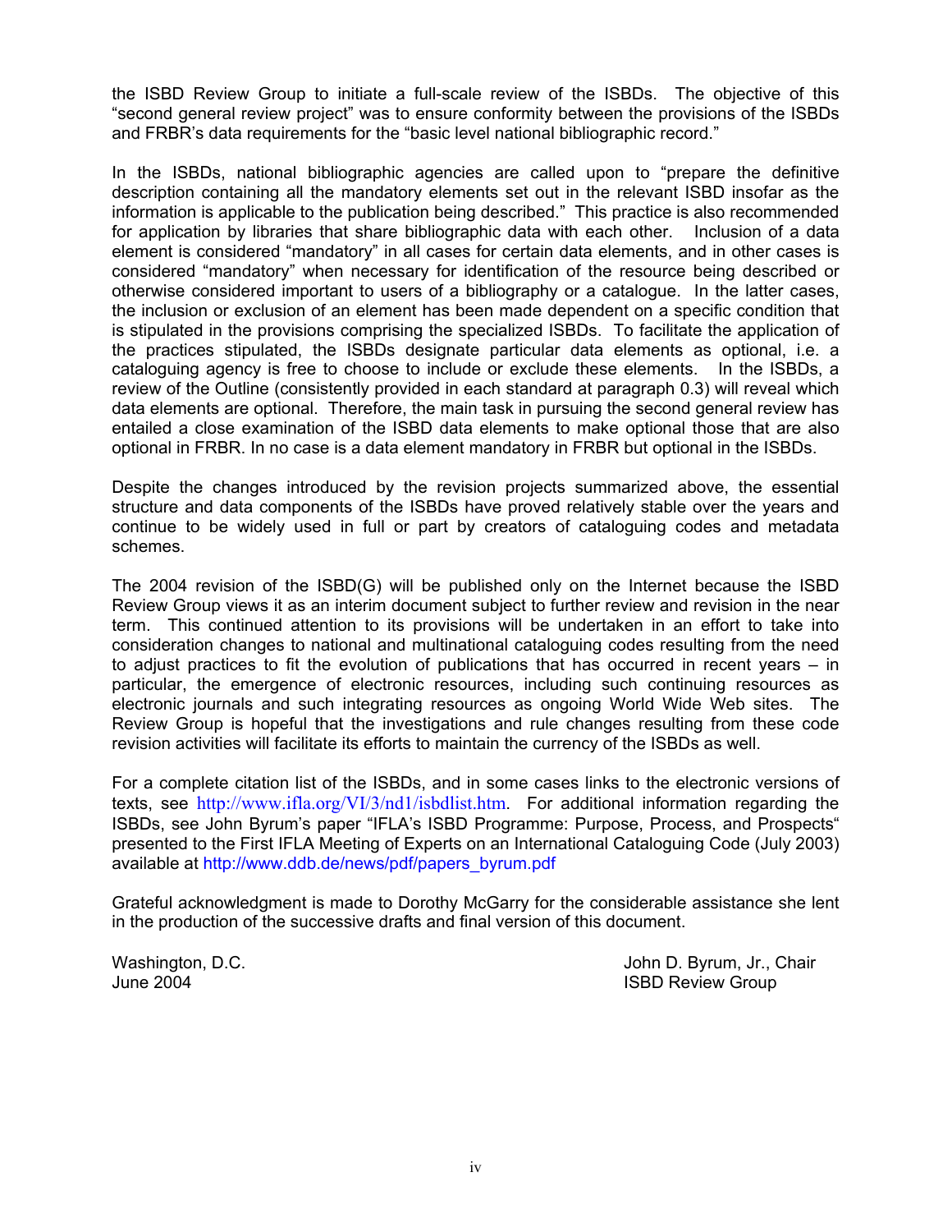the ISBD Review Group to initiate a full-scale review of the ISBDs. The objective of this "second general review project" was to ensure conformity between the provisions of the ISBDs and FRBR's data requirements for the "basic level national bibliographic record."

In the ISBDs, national bibliographic agencies are called upon to "prepare the definitive description containing all the mandatory elements set out in the relevant ISBD insofar as the information is applicable to the publication being described." This practice is also recommended for application by libraries that share bibliographic data with each other. Inclusion of a data element is considered "mandatory" in all cases for certain data elements, and in other cases is considered "mandatory" when necessary for identification of the resource being described or otherwise considered important to users of a bibliography or a catalogue. In the latter cases, the inclusion or exclusion of an element has been made dependent on a specific condition that is stipulated in the provisions comprising the specialized ISBDs. To facilitate the application of the practices stipulated, the ISBDs designate particular data elements as optional, i.e. a cataloguing agency is free to choose to include or exclude these elements. In the ISBDs, a review of the Outline (consistently provided in each standard at paragraph 0.3) will reveal which data elements are optional. Therefore, the main task in pursuing the second general review has entailed a close examination of the ISBD data elements to make optional those that are also optional in FRBR. In no case is a data element mandatory in FRBR but optional in the ISBDs.

Despite the changes introduced by the revision projects summarized above, the essential structure and data components of the ISBDs have proved relatively stable over the years and continue to be widely used in full or part by creators of cataloguing codes and metadata schemes.

The 2004 revision of the ISBD(G) will be published only on the Internet because the ISBD Review Group views it as an interim document subject to further review and revision in the near term. This continued attention to its provisions will be undertaken in an effort to take into consideration changes to national and multinational cataloguing codes resulting from the need to adjust practices to fit the evolution of publications that has occurred in recent years – in particular, the emergence of electronic resources, including such continuing resources as electronic journals and such integrating resources as ongoing World Wide Web sites. The Review Group is hopeful that the investigations and rule changes resulting from these code revision activities will facilitate its efforts to maintain the currency of the ISBDs as well.

For a complete citation list of the ISBDs, and in some cases links to the electronic versions of texts, see http://www.ifla.org/VI/3/nd1/isbdlist.htm. For additional information regarding the ISBDs, see John Byrum's paper "IFLA's ISBD Programme: Purpose, Process, and Prospects" presented to the First IFLA Meeting of Experts on an International Cataloguing Code (July 2003) available at http://www.ddb.de/news/pdf/papers_byrum.pdf

Grateful acknowledgment is made to Dorothy McGarry for the considerable assistance she lent in the production of the successive drafts and final version of this document.

Washington, D.C.
June 2004

John D. Byrum, Jr., Chair
ISBD Review Group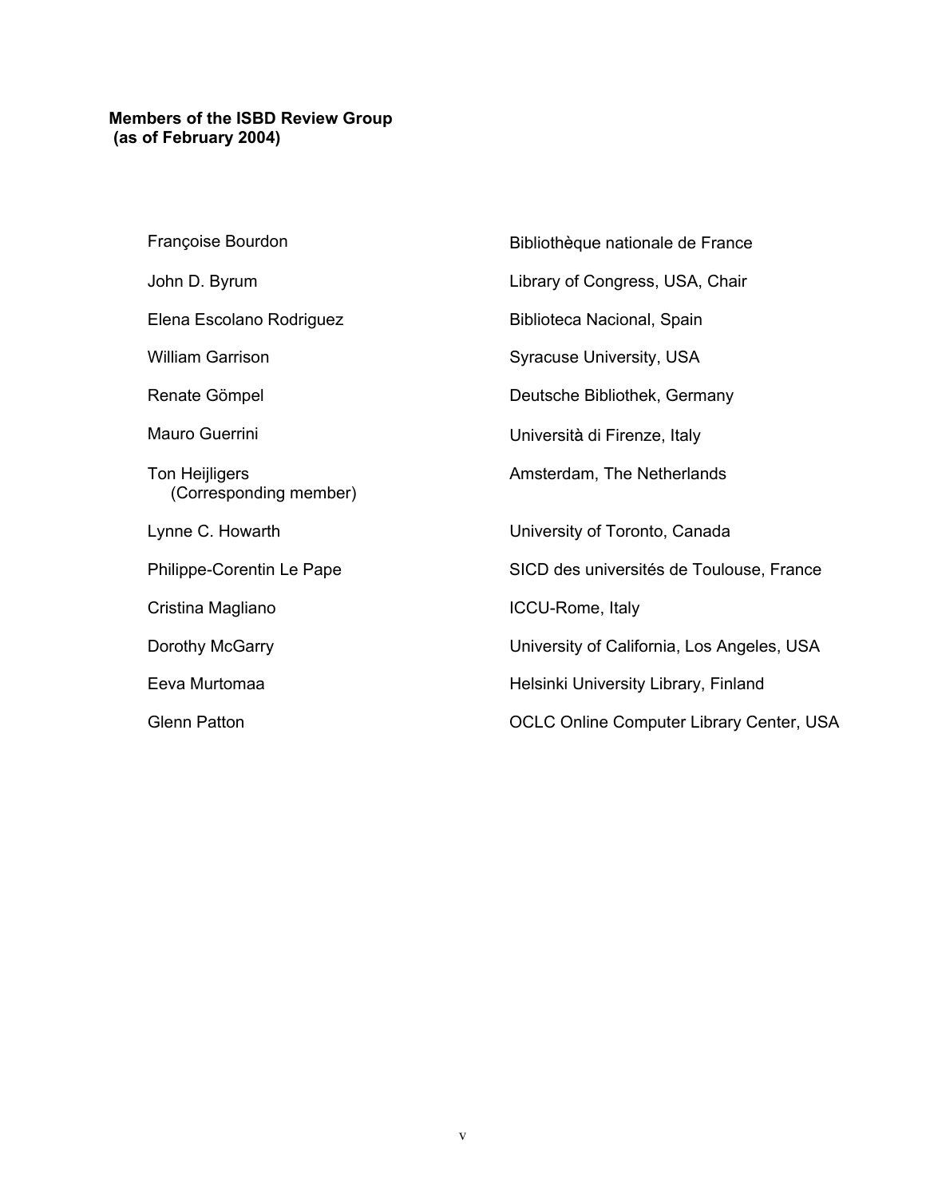**Members of the ISBD Review Group**
**(as of February 2004)**

| | |
|---|---|
| Françoise Bourdon | Bibliothèque nationale de France |
| John D. Byrum | Library of Congress, USA, Chair |
| Elena Escolano Rodriguez | Biblioteca Nacional, Spain |
| William Garrison | Syracuse University, USA |
| Renate Gömpel | Deutsche Bibliothek, Germany |
| Mauro Guerrini | Università di Firenze, Italy |
| Ton Heijligers (Corresponding member) | Amsterdam, The Netherlands |
| Lynne C. Howarth | University of Toronto, Canada |
| Philippe-Corentin Le Pape | SICD des universités de Toulouse, France |
| Cristina Magliano | ICCU-Rome, Italy |
| Dorothy McGarry | University of California, Los Angeles, USA |
| Eeva Murtomaa | Helsinki University Library, Finland |
| Glenn Patton | OCLC Online Computer Library Center, USA |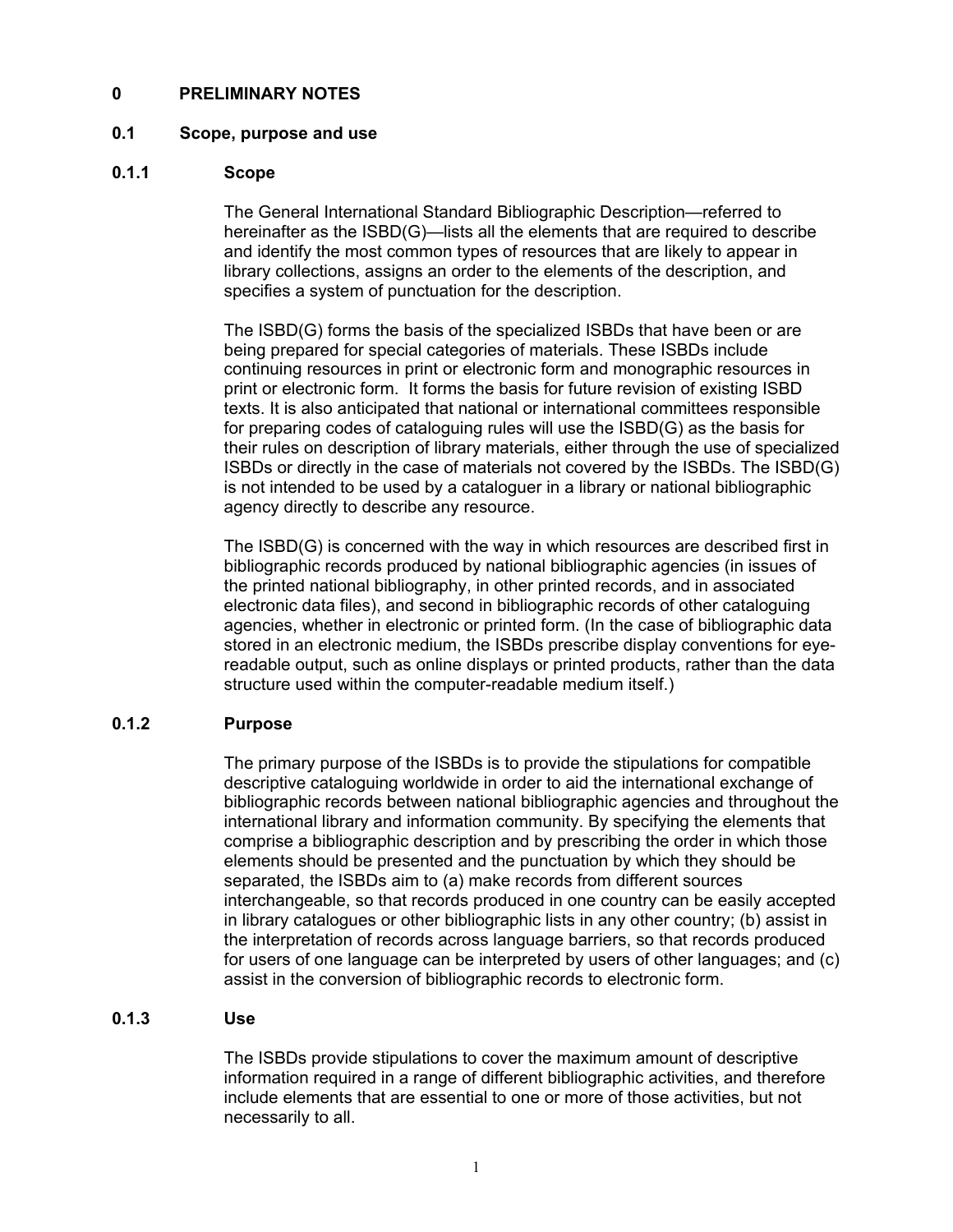# 0 PRELIMINARY NOTES

## 0.1 Scope, purpose and use

### 0.1.1 Scope

The General International Standard Bibliographic Description—referred to hereinafter as the ISBD(G)—lists all the elements that are required to describe and identify the most common types of resources that are likely to appear in library collections, assigns an order to the elements of the description, and specifies a system of punctuation for the description.

The ISBD(G) forms the basis of the specialized ISBDs that have been or are being prepared for special categories of materials. These ISBDs include continuing resources in print or electronic form and monographic resources in print or electronic form. It forms the basis for future revision of existing ISBD texts. It is also anticipated that national or international committees responsible for preparing codes of cataloguing rules will use the ISBD(G) as the basis for their rules on description of library materials, either through the use of specialized ISBDs or directly in the case of materials not covered by the ISBDs. The ISBD(G) is not intended to be used by a cataloguer in a library or national bibliographic agency directly to describe any resource.

The ISBD(G) is concerned with the way in which resources are described first in bibliographic records produced by national bibliographic agencies (in issues of the printed national bibliography, in other printed records, and in associated electronic data files), and second in bibliographic records of other cataloguing agencies, whether in electronic or printed form. (In the case of bibliographic data stored in an electronic medium, the ISBDs prescribe display conventions for eye-readable output, such as online displays or printed products, rather than the data structure used within the computer-readable medium itself.)

### 0.1.2 Purpose

The primary purpose of the ISBDs is to provide the stipulations for compatible descriptive cataloguing worldwide in order to aid the international exchange of bibliographic records between national bibliographic agencies and throughout the international library and information community. By specifying the elements that comprise a bibliographic description and by prescribing the order in which those elements should be presented and the punctuation by which they should be separated, the ISBDs aim to (a) make records from different sources interchangeable, so that records produced in one country can be easily accepted in library catalogues or other bibliographic lists in any other country; (b) assist in the interpretation of records across language barriers, so that records produced for users of one language can be interpreted by users of other languages; and (c) assist in the conversion of bibliographic records to electronic form.

### 0.1.3 Use

The ISBDs provide stipulations to cover the maximum amount of descriptive information required in a range of different bibliographic activities, and therefore include elements that are essential to one or more of those activities, but not necessarily to all.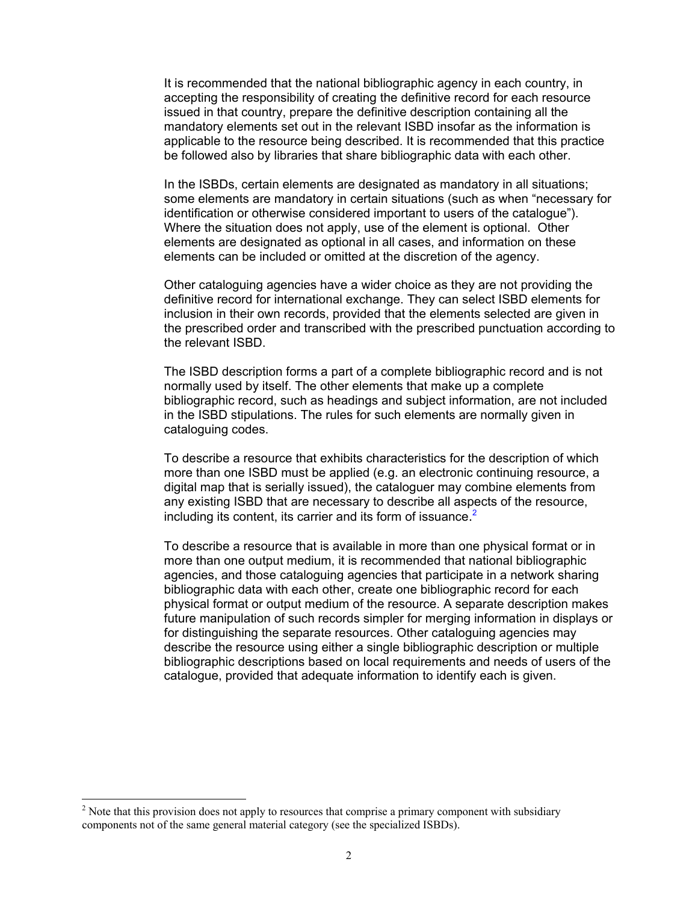It is recommended that the national bibliographic agency in each country, in accepting the responsibility of creating the definitive record for each resource issued in that country, prepare the definitive description containing all the mandatory elements set out in the relevant ISBD insofar as the information is applicable to the resource being described. It is recommended that this practice be followed also by libraries that share bibliographic data with each other.

In the ISBDs, certain elements are designated as mandatory in all situations; some elements are mandatory in certain situations (such as when "necessary for identification or otherwise considered important to users of the catalogue"). Where the situation does not apply, use of the element is optional. Other elements are designated as optional in all cases, and information on these elements can be included or omitted at the discretion of the agency.

Other cataloguing agencies have a wider choice as they are not providing the definitive record for international exchange. They can select ISBD elements for inclusion in their own records, provided that the elements selected are given in the prescribed order and transcribed with the prescribed punctuation according to the relevant ISBD.

The ISBD description forms a part of a complete bibliographic record and is not normally used by itself. The other elements that make up a complete bibliographic record, such as headings and subject information, are not included in the ISBD stipulations. The rules for such elements are normally given in cataloguing codes.

To describe a resource that exhibits characteristics for the description of which more than one ISBD must be applied (e.g. an electronic continuing resource, a digital map that is serially issued), the cataloguer may combine elements from any existing ISBD that are necessary to describe all aspects of the resource, including its content, its carrier and its form of issuance.[2]

To describe a resource that is available in more than one physical format or in more than one output medium, it is recommended that national bibliographic agencies, and those cataloguing agencies that participate in a network sharing bibliographic data with each other, create one bibliographic record for each physical format or output medium of the resource. A separate description makes future manipulation of such records simpler for merging information in displays or for distinguishing the separate resources. Other cataloguing agencies may describe the resource using either a single bibliographic description or multiple bibliographic descriptions based on local requirements and needs of users of the catalogue, provided that adequate information to identify each is given.

[2] Note that this provision does not apply to resources that comprise a primary component with subsidiary components not of the same general material category (see the specialized ISBDs).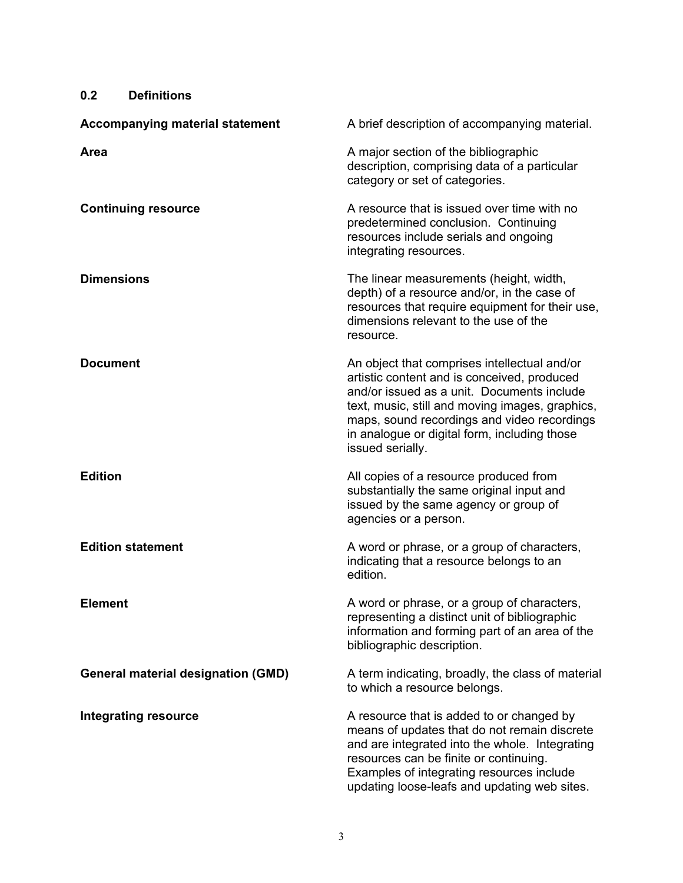## 0.2 Definitions

**Accompanying material statement**
A brief description of accompanying material.

**Area**
A major section of the bibliographic description, comprising data of a particular category or set of categories.

**Continuing resource**
A resource that is issued over time with no predetermined conclusion. Continuing resources include serials and ongoing integrating resources.

**Dimensions**
The linear measurements (height, width, depth) of a resource and/or, in the case of resources that require equipment for their use, dimensions relevant to the use of the resource.

**Document**
An object that comprises intellectual and/or artistic content and is conceived, produced and/or issued as a unit. Documents include text, music, still and moving images, graphics, maps, sound recordings and video recordings in analogue or digital form, including those issued serially.

**Edition**
All copies of a resource produced from substantially the same original input and issued by the same agency or group of agencies or a person.

**Edition statement**
A word or phrase, or a group of characters, indicating that a resource belongs to an edition.

**Element**
A word or phrase, or a group of characters, representing a distinct unit of bibliographic information and forming part of an area of the bibliographic description.

**General material designation (GMD)**
A term indicating, broadly, the class of material to which a resource belongs.

**Integrating resource**
A resource that is added to or changed by means of updates that do not remain discrete and are integrated into the whole. Integrating resources can be finite or continuing. Examples of integrating resources include updating loose-leafs and updating web sites.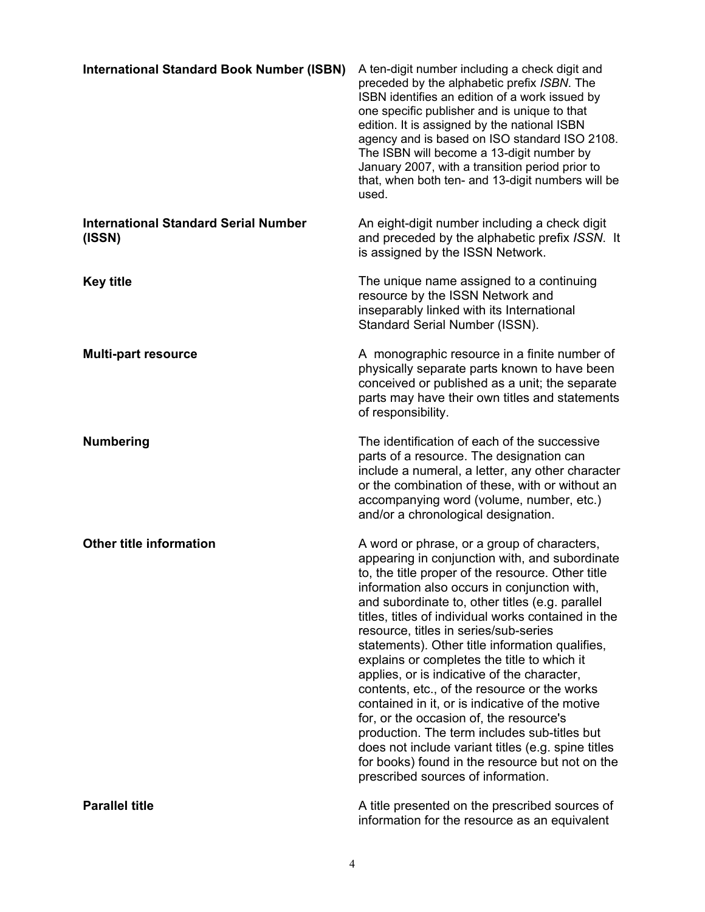**International Standard Book Number (ISBN)**
A ten-digit number including a check digit and preceded by the alphabetic prefix *ISBN*. The ISBN identifies an edition of a work issued by one specific publisher and is unique to that edition. It is assigned by the national ISBN agency and is based on ISO standard ISO 2108. The ISBN will become a 13-digit number by January 2007, with a transition period prior to that, when both ten- and 13-digit numbers will be used.

**International Standard Serial Number (ISSN)**
An eight-digit number including a check digit and preceded by the alphabetic prefix *ISSN*. It is assigned by the ISSN Network.

**Key title**
The unique name assigned to a continuing resource by the ISSN Network and inseparably linked with its International Standard Serial Number (ISSN).

**Multi-part resource**
A monographic resource in a finite number of physically separate parts known to have been conceived or published as a unit; the separate parts may have their own titles and statements of responsibility.

**Numbering**
The identification of each of the successive parts of a resource. The designation can include a numeral, a letter, any other character or the combination of these, with or without an accompanying word (volume, number, etc.) and/or a chronological designation.

**Other title information**
A word or phrase, or a group of characters, appearing in conjunction with, and subordinate to, the title proper of the resource. Other title information also occurs in conjunction with, and subordinate to, other titles (e.g. parallel titles, titles of individual works contained in the resource, titles in series/sub-series statements). Other title information qualifies, explains or completes the title to which it applies, or is indicative of the character, contents, etc., of the resource or the works contained in it, or is indicative of the motive for, or the occasion of, the resource's production. The term includes sub-titles but does not include variant titles (e.g. spine titles for books) found in the resource but not on the prescribed sources of information.

**Parallel title**
A title presented on the prescribed sources of information for the resource as an equivalent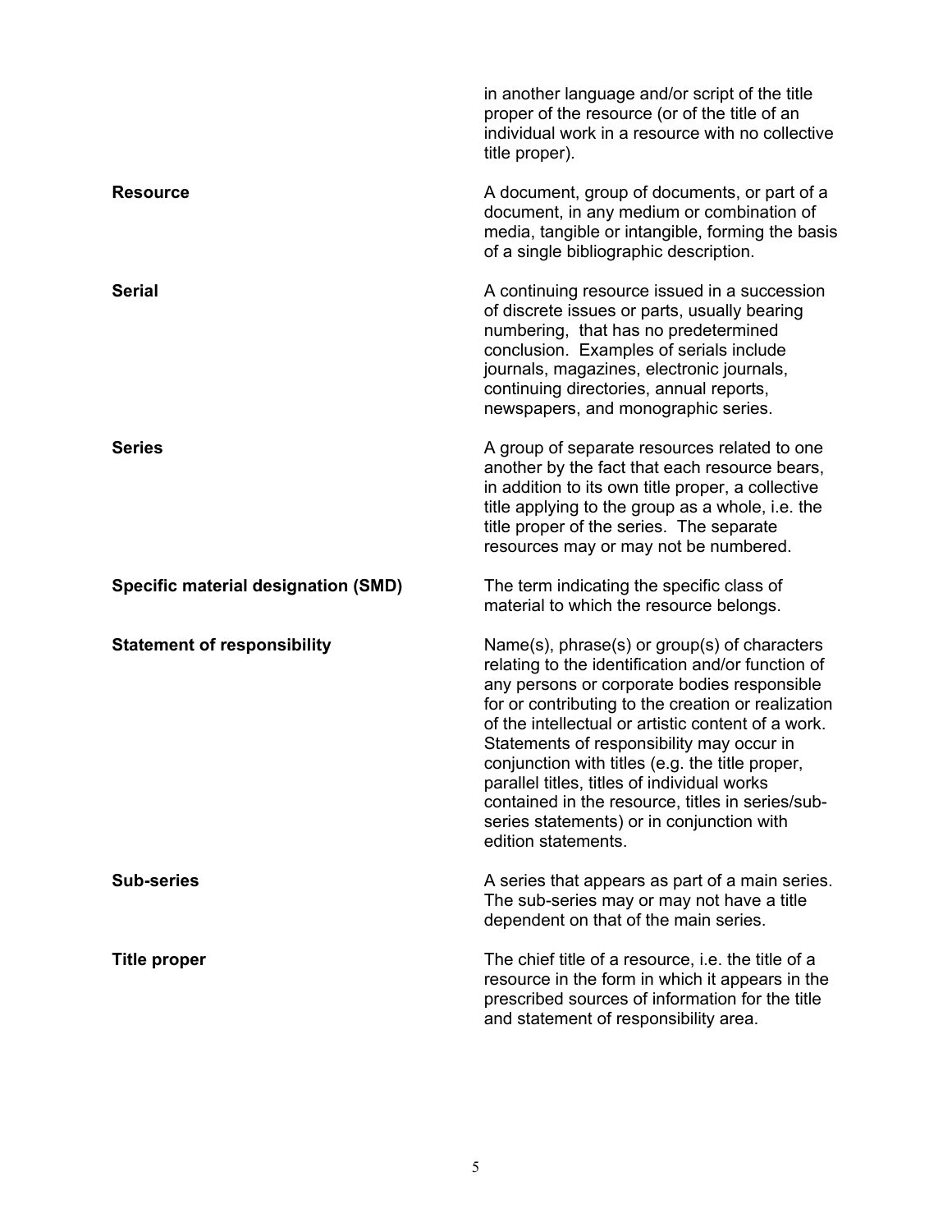in another language and/or script of the title proper of the resource (or of the title of an individual work in a resource with no collective title proper).

| | |
|---|---|
| **Resource** | A document, group of documents, or part of a document, in any medium or combination of media, tangible or intangible, forming the basis of a single bibliographic description. |
| **Serial** | A continuing resource issued in a succession of discrete issues or parts, usually bearing numbering, that has no predetermined conclusion. Examples of serials include journals, magazines, electronic journals, continuing directories, annual reports, newspapers, and monographic series. |
| **Series** | A group of separate resources related to one another by the fact that each resource bears, in addition to its own title proper, a collective title applying to the group as a whole, i.e. the title proper of the series. The separate resources may or may not be numbered. |
| **Specific material designation (SMD)** | The term indicating the specific class of material to which the resource belongs. |
| **Statement of responsibility** | Name(s), phrase(s) or group(s) of characters relating to the identification and/or function of any persons or corporate bodies responsible for or contributing to the creation or realization of the intellectual or artistic content of a work. Statements of responsibility may occur in conjunction with titles (e.g. the title proper, parallel titles, titles of individual works contained in the resource, titles in series/sub-series statements) or in conjunction with edition statements. |
| **Sub-series** | A series that appears as part of a main series. The sub-series may or may not have a title dependent on that of the main series. |
| **Title proper** | The chief title of a resource, i.e. the title of a resource in the form in which it appears in the prescribed sources of information for the title and statement of responsibility area. |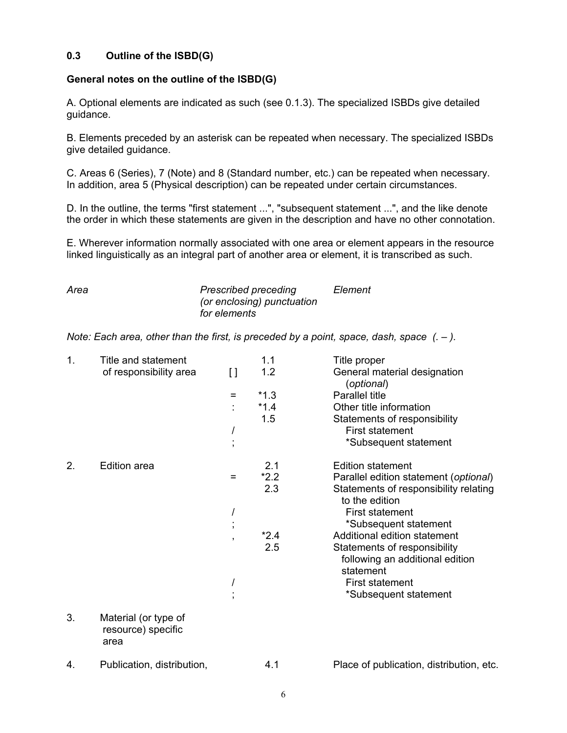## 0.3 Outline of the ISBD(G)

### General notes on the outline of the ISBD(G)

A. Optional elements are indicated as such (see 0.1.3). The specialized ISBDs give detailed guidance.

B. Elements preceded by an asterisk can be repeated when necessary. The specialized ISBDs give detailed guidance.

C. Areas 6 (Series), 7 (Note) and 8 (Standard number, etc.) can be repeated when necessary. In addition, area 5 (Physical description) can be repeated under certain circumstances.

D. In the outline, the terms "first statement ...", "subsequent statement ...", and the like denote the order in which these statements are given in the description and have no other connotation.

E. Wherever information normally associated with one area or element appears in the resource linked linguistically as an integral part of another area or element, it is transcribed as such.

*Note: Each area, other than the first, is preceded by a point, space, dash, space (. – ).*

| | *Area* | *Prescribed preceding (or enclosing) punctuation for elements* | | *Element* |
|---|---|---|---|---|
| 1. | Title and statement of responsibility area | | 1.1 | Title proper |
| | | [ ] | 1.2 | General material designation (*optional*) |
| | | = | *1.3 | Parallel title |
| | | : | *1.4 | Other title information |
| | | | 1.5 | Statements of responsibility |
| | | / | | First statement |
| | | ; | | *Subsequent statement |
| 2. | Edition area | | 2.1 | Edition statement |
| | | = | *2.2 | Parallel edition statement (*optional*) |
| | | | 2.3 | Statements of responsibility relating to the edition |
| | | / | | First statement |
| | | ; | | *Subsequent statement |
| | | , | *2.4 | Additional edition statement |
| | | | 2.5 | Statements of responsibility following an additional edition statement |
| | | / | | First statement |
| | | ; | | *Subsequent statement |
| 3. | Material (or type of resource) specific area | | | |
| 4. | Publication, distribution, | | 4.1 | Place of publication, distribution, etc. |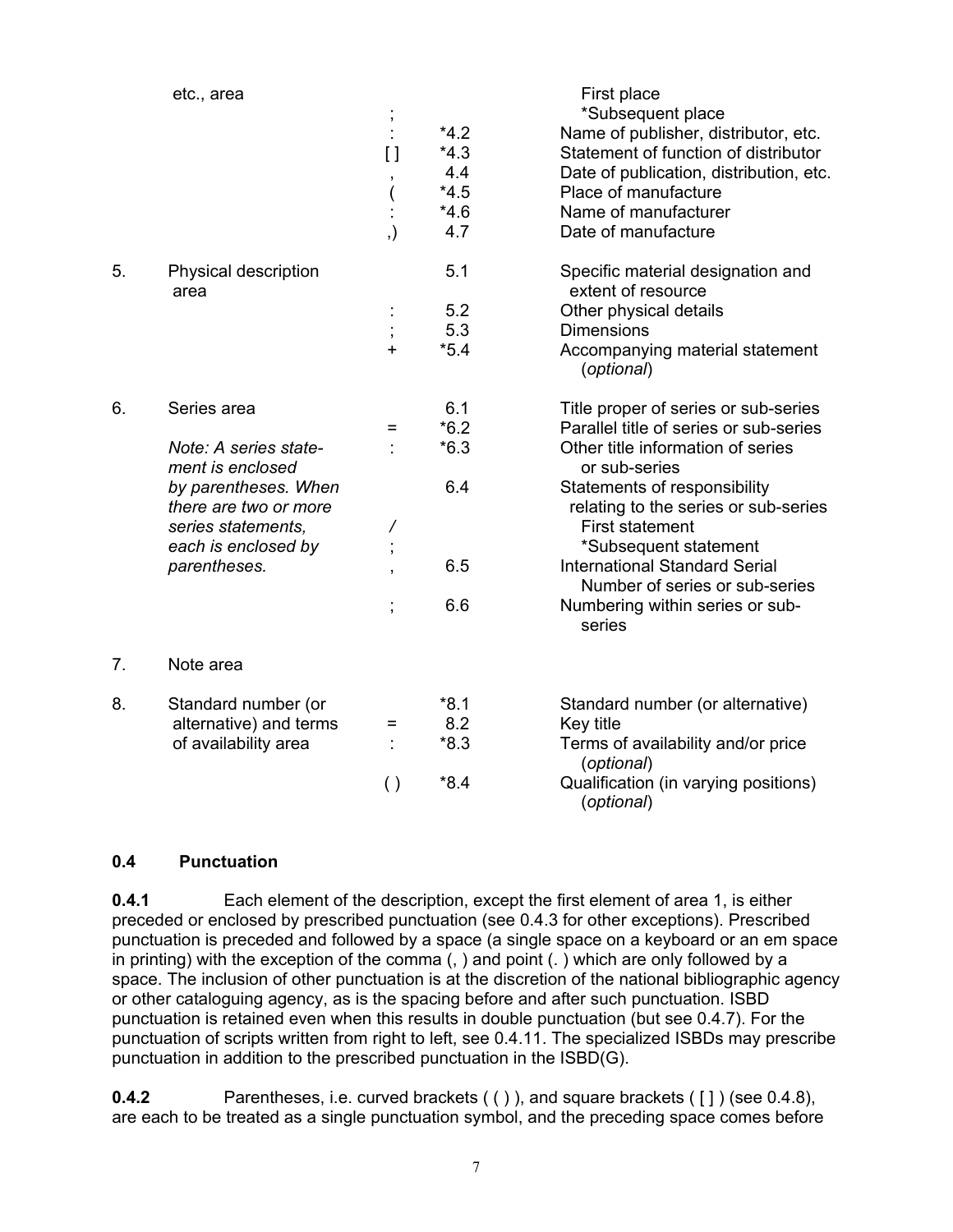| | | | | |
|---|---|---|---|---|
| | etc., area | | | First place |
| | | ; | | *Subsequent place |
| | | : | *4.2 | Name of publisher, distributor, etc. |
| | | [ ] | *4.3 | Statement of function of distributor |
| | | , | 4.4 | Date of publication, distribution, etc. |
| | | ( | *4.5 | Place of manufacture |
| | | : | *4.6 | Name of manufacturer |
| | | ,) | 4.7 | Date of manufacture |
| 5. | Physical description area | | 5.1 | Specific material designation and extent of resource |
| | | : | 5.2 | Other physical details |
| | | ; | 5.3 | Dimensions |
| | | + | *5.4 | Accompanying material statement (*optional*) |
| 6. | Series area | | 6.1 | Title proper of series or sub-series |
| | | = | *6.2 | Parallel title of series or sub-series |
| | *Note: A series statement is enclosed* | : | *6.3 | Other title information of series or sub-series |
| | *by parentheses. When there are two or more* | | 6.4 | Statements of responsibility relating to the series or sub-series |
| | *series statements,* | / | | First statement |
| | *each is enclosed by* | ; | | *Subsequent statement |
| | *parentheses.* | , | 6.5 | International Standard Serial Number of series or sub-series |
| | | ; | 6.6 | Numbering within series or sub-series |
| 7. | Note area | | | |
| 8. | Standard number (or alternative) and terms of availability area | | *8.1 | Standard number (or alternative) |
| | | = | 8.2 | Key title |
| | | : | *8.3 | Terms of availability and/or price (*optional*) |
| | | ( ) | *8.4 | Qualification (in varying positions) (*optional*) |

## 0.4 Punctuation

**0.4.1** Each element of the description, except the first element of area 1, is either preceded or enclosed by prescribed punctuation (see 0.4.3 for other exceptions). Prescribed punctuation is preceded and followed by a space (a single space on a keyboard or an em space in printing) with the exception of the comma (, ) and point (. ) which are only followed by a space. The inclusion of other punctuation is at the discretion of the national bibliographic agency or other cataloguing agency, as is the spacing before and after such punctuation. ISBD punctuation is retained even when this results in double punctuation (but see 0.4.7). For the punctuation of scripts written from right to left, see 0.4.11. The specialized ISBDs may prescribe punctuation in addition to the prescribed punctuation in the ISBD(G).

**0.4.2** Parentheses, i.e. curved brackets ( ( ) ), and square brackets ( [ ] ) (see 0.4.8), are each to be treated as a single punctuation symbol, and the preceding space comes before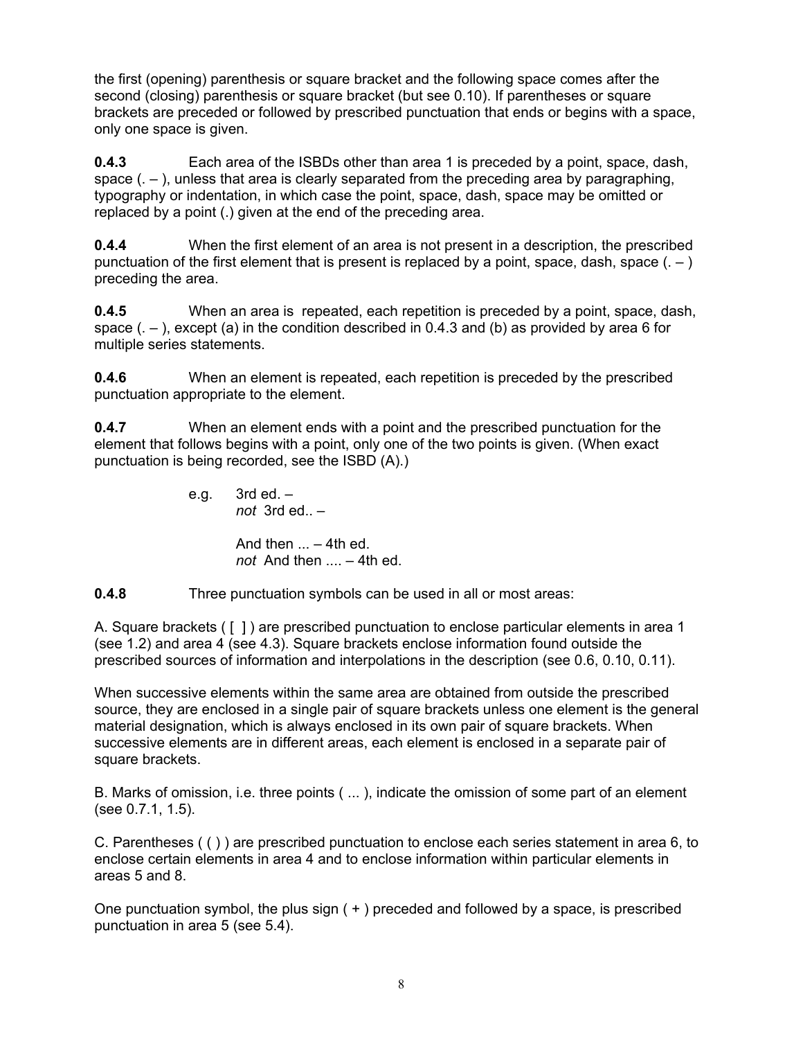the first (opening) parenthesis or square bracket and the following space comes after the second (closing) parenthesis or square bracket (but see 0.10). If parentheses or square brackets are preceded or followed by prescribed punctuation that ends or begins with a space, only one space is given.

**0.4.3** Each area of the ISBDs other than area 1 is preceded by a point, space, dash, space (. – ), unless that area is clearly separated from the preceding area by paragraphing, typography or indentation, in which case the point, space, dash, space may be omitted or replaced by a point (.) given at the end of the preceding area.

**0.4.4** When the first element of an area is not present in a description, the prescribed punctuation of the first element that is present is replaced by a point, space, dash, space (. – ) preceding the area.

**0.4.5** When an area is repeated, each repetition is preceded by a point, space, dash, space (. – ), except (a) in the condition described in 0.4.3 and (b) as provided by area 6 for multiple series statements.

**0.4.6** When an element is repeated, each repetition is preceded by the prescribed punctuation appropriate to the element.

**0.4.7** When an element ends with a point and the prescribed punctuation for the element that follows begins with a point, only one of the two points is given. (When exact punctuation is being recorded, see the ISBD (A).)

e.g. 3rd ed. –
*not* 3rd ed.. –

And then ... – 4th ed.
*not* And then .... – 4th ed.

**0.4.8** Three punctuation symbols can be used in all or most areas:

A. Square brackets ( [ ] ) are prescribed punctuation to enclose particular elements in area 1 (see 1.2) and area 4 (see 4.3). Square brackets enclose information found outside the prescribed sources of information and interpolations in the description (see 0.6, 0.10, 0.11).

When successive elements within the same area are obtained from outside the prescribed source, they are enclosed in a single pair of square brackets unless one element is the general material designation, which is always enclosed in its own pair of square brackets. When successive elements are in different areas, each element is enclosed in a separate pair of square brackets.

B. Marks of omission, i.e. three points ( ... ), indicate the omission of some part of an element (see 0.7.1, 1.5).

C. Parentheses ( ( ) ) are prescribed punctuation to enclose each series statement in area 6, to enclose certain elements in area 4 and to enclose information within particular elements in areas 5 and 8.

One punctuation symbol, the plus sign ( + ) preceded and followed by a space, is prescribed punctuation in area 5 (see 5.4).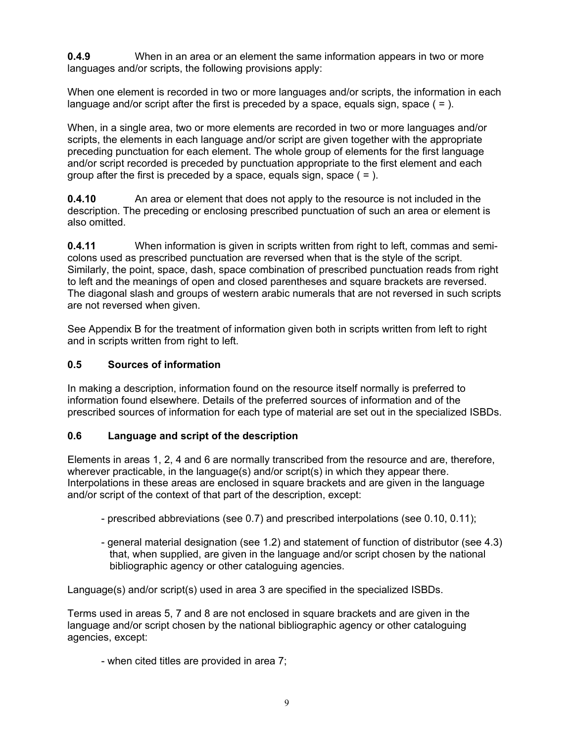**0.4.9** When in an area or an element the same information appears in two or more languages and/or scripts, the following provisions apply:

When one element is recorded in two or more languages and/or scripts, the information in each language and/or script after the first is preceded by a space, equals sign, space ( = ).

When, in a single area, two or more elements are recorded in two or more languages and/or scripts, the elements in each language and/or script are given together with the appropriate preceding punctuation for each element. The whole group of elements for the first language and/or script recorded is preceded by punctuation appropriate to the first element and each group after the first is preceded by a space, equals sign, space ( = ).

**0.4.10** An area or element that does not apply to the resource is not included in the description. The preceding or enclosing prescribed punctuation of such an area or element is also omitted.

**0.4.11** When information is given in scripts written from right to left, commas and semi-colons used as prescribed punctuation are reversed when that is the style of the script. Similarly, the point, space, dash, space combination of prescribed punctuation reads from right to left and the meanings of open and closed parentheses and square brackets are reversed. The diagonal slash and groups of western arabic numerals that are not reversed in such scripts are not reversed when given.

See Appendix B for the treatment of information given both in scripts written from left to right and in scripts written from right to left.

### 0.5 Sources of information

In making a description, information found on the resource itself normally is preferred to information found elsewhere. Details of the preferred sources of information and of the prescribed sources of information for each type of material are set out in the specialized ISBDs.

### 0.6 Language and script of the description

Elements in areas 1, 2, 4 and 6 are normally transcribed from the resource and are, therefore, wherever practicable, in the language(s) and/or script(s) in which they appear there. Interpolations in these areas are enclosed in square brackets and are given in the language and/or script of the context of that part of the description, except:

- prescribed abbreviations (see 0.7) and prescribed interpolations (see 0.10, 0.11);
- general material designation (see 1.2) and statement of function of distributor (see 4.3) that, when supplied, are given in the language and/or script chosen by the national bibliographic agency or other cataloguing agencies.

Language(s) and/or script(s) used in area 3 are specified in the specialized ISBDs.

Terms used in areas 5, 7 and 8 are not enclosed in square brackets and are given in the language and/or script chosen by the national bibliographic agency or other cataloguing agencies, except:

- when cited titles are provided in area 7;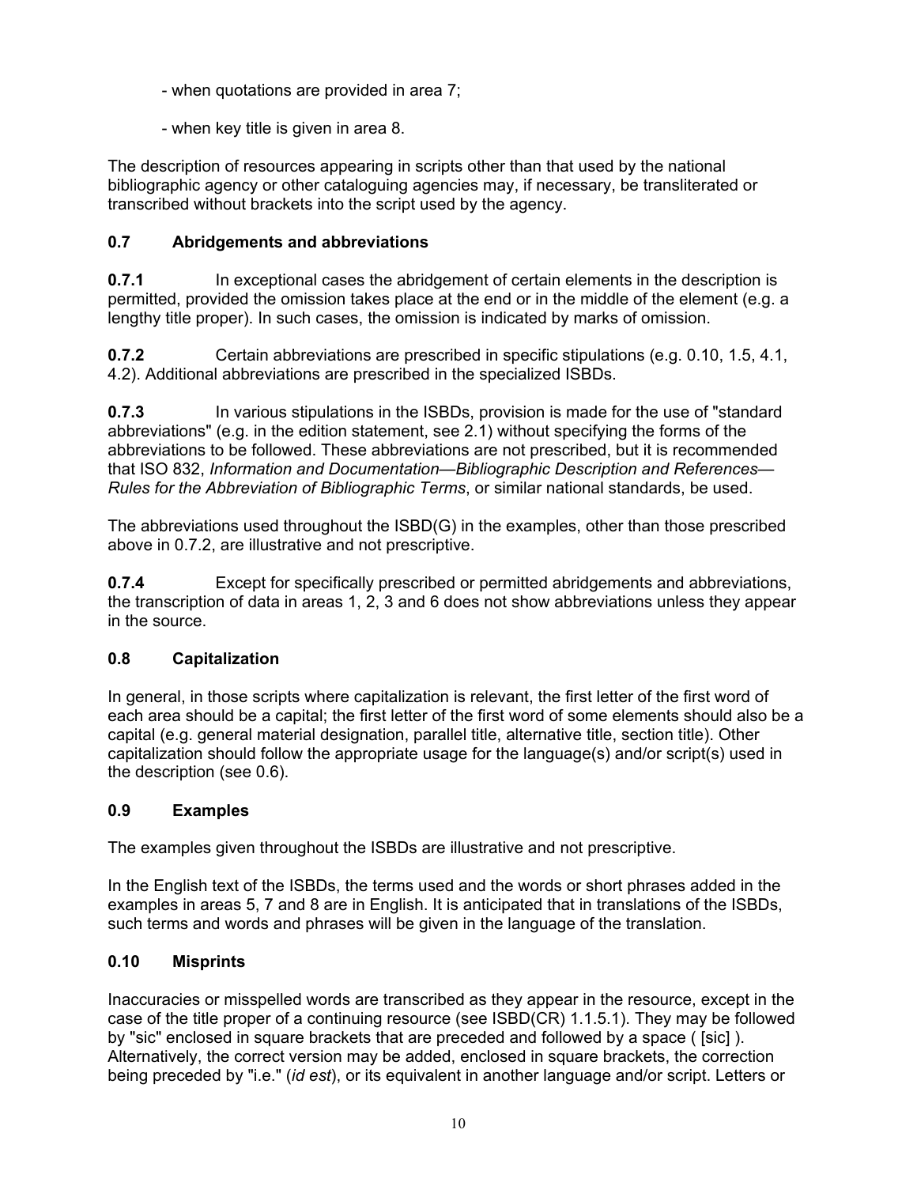- when quotations are provided in area 7;

- when key title is given in area 8.

The description of resources appearing in scripts other than that used by the national bibliographic agency or other cataloguing agencies may, if necessary, be transliterated or transcribed without brackets into the script used by the agency.

### 0.7 Abridgements and abbreviations

**0.7.1** In exceptional cases the abridgement of certain elements in the description is permitted, provided the omission takes place at the end or in the middle of the element (e.g. a lengthy title proper). In such cases, the omission is indicated by marks of omission.

**0.7.2** Certain abbreviations are prescribed in specific stipulations (e.g. 0.10, 1.5, 4.1, 4.2). Additional abbreviations are prescribed in the specialized ISBDs.

**0.7.3** In various stipulations in the ISBDs, provision is made for the use of "standard abbreviations" (e.g. in the edition statement, see 2.1) without specifying the forms of the abbreviations to be followed. These abbreviations are not prescribed, but it is recommended that ISO 832, *Information and Documentation—Bibliographic Description and References—Rules for the Abbreviation of Bibliographic Terms*, or similar national standards, be used.

The abbreviations used throughout the ISBD(G) in the examples, other than those prescribed above in 0.7.2, are illustrative and not prescriptive.

**0.7.4** Except for specifically prescribed or permitted abridgements and abbreviations, the transcription of data in areas 1, 2, 3 and 6 does not show abbreviations unless they appear in the source.

### 0.8 Capitalization

In general, in those scripts where capitalization is relevant, the first letter of the first word of each area should be a capital; the first letter of the first word of some elements should also be a capital (e.g. general material designation, parallel title, alternative title, section title). Other capitalization should follow the appropriate usage for the language(s) and/or script(s) used in the description (see 0.6).

### 0.9 Examples

The examples given throughout the ISBDs are illustrative and not prescriptive.

In the English text of the ISBDs, the terms used and the words or short phrases added in the examples in areas 5, 7 and 8 are in English. It is anticipated that in translations of the ISBDs, such terms and words and phrases will be given in the language of the translation.

### 0.10 Misprints

Inaccuracies or misspelled words are transcribed as they appear in the resource, except in the case of the title proper of a continuing resource (see ISBD(CR) 1.1.5.1). They may be followed by "sic" enclosed in square brackets that are preceded and followed by a space ( [sic] ). Alternatively, the correct version may be added, enclosed in square brackets, the correction being preceded by "i.e." (*id est*), or its equivalent in another language and/or script. Letters or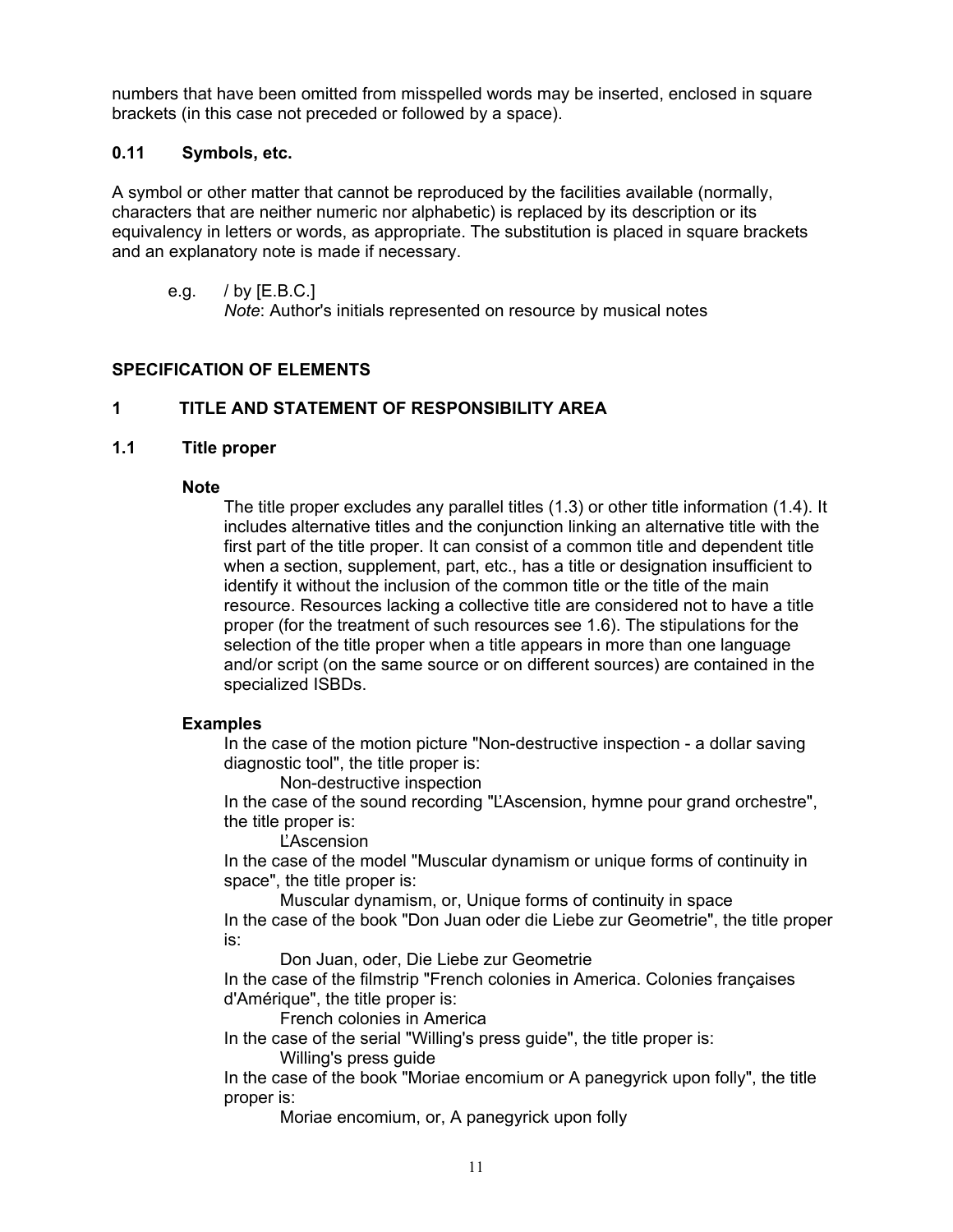numbers that have been omitted from misspelled words may be inserted, enclosed in square brackets (in this case not preceded or followed by a space).

### 0.11 Symbols, etc.

A symbol or other matter that cannot be reproduced by the facilities available (normally, characters that are neither numeric nor alphabetic) is replaced by its description or its equivalency in letters or words, as appropriate. The substitution is placed in square brackets and an explanatory note is made if necessary.

e.g. / by [E.B.C.]
*Note*: Author's initials represented on resource by musical notes

## SPECIFICATION OF ELEMENTS

## 1 TITLE AND STATEMENT OF RESPONSIBILITY AREA

### 1.1 Title proper

**Note**

The title proper excludes any parallel titles (1.3) or other title information (1.4). It includes alternative titles and the conjunction linking an alternative title with the first part of the title proper. It can consist of a common title and dependent title when a section, supplement, part, etc., has a title or designation insufficient to identify it without the inclusion of the common title or the title of the main resource. Resources lacking a collective title are considered not to have a title proper (for the treatment of such resources see 1.6). The stipulations for the selection of the title proper when a title appears in more than one language and/or script (on the same source or on different sources) are contained in the specialized ISBDs.

**Examples**

In the case of the motion picture "Non-destructive inspection - a dollar saving diagnostic tool", the title proper is:
Non-destructive inspection

In the case of the sound recording "L'Ascension, hymne pour grand orchestre", the title proper is:
L'Ascension

In the case of the model "Muscular dynamism or unique forms of continuity in space", the title proper is:
Muscular dynamism, or, Unique forms of continuity in space

In the case of the book "Don Juan oder die Liebe zur Geometrie", the title proper is:
Don Juan, oder, Die Liebe zur Geometrie

In the case of the filmstrip "French colonies in America. Colonies françaises d'Amérique", the title proper is:
French colonies in America

In the case of the serial "Willing's press guide", the title proper is:
Willing's press guide

In the case of the book "Moriae encomium or A panegyrick upon folly", the title proper is:
Moriae encomium, or, A panegyrick upon folly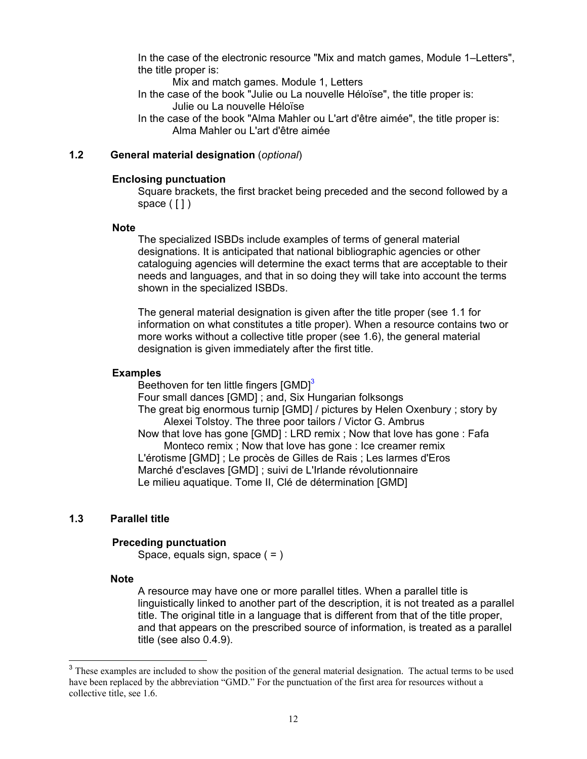In the case of the electronic resource "Mix and match games, Module 1–Letters", the title proper is:

Mix and match games. Module 1, Letters

In the case of the book "Julie ou La nouvelle Héloïse", the title proper is:

Julie ou La nouvelle Héloïse

In the case of the book "Alma Mahler ou L'art d'être aimée", the title proper is:

Alma Mahler ou L'art d'être aimée

### 1.2 General material designation (*optional*)

**Enclosing punctuation**

Square brackets, the first bracket being preceded and the second followed by a space ( [ ] )

**Note**

The specialized ISBDs include examples of terms of general material designations. It is anticipated that national bibliographic agencies or other cataloguing agencies will determine the exact terms that are acceptable to their needs and languages, and that in so doing they will take into account the terms shown in the specialized ISBDs.

The general material designation is given after the title proper (see 1.1 for information on what constitutes a title proper). When a resource contains two or more works without a collective title proper (see 1.6), the general material designation is given immediately after the first title.

**Examples**

Beethoven for ten little fingers [GMD][3]
Four small dances [GMD] ; and, Six Hungarian folksongs
The great big enormous turnip [GMD] / pictures by Helen Oxenbury ; story by Alexei Tolstoy. The three poor tailors / Victor G. Ambrus
Now that love has gone [GMD] : LRD remix ; Now that love has gone : Fafa Monteco remix ; Now that love has gone : Ice creamer remix
L'érotisme [GMD] ; Le procès de Gilles de Rais ; Les larmes d'Eros
Marché d'esclaves [GMD] ; suivi de L'Irlande révolutionnaire
Le milieu aquatique. Tome II, Clé de détermination [GMD]

### 1.3 Parallel title

**Preceding punctuation**

Space, equals sign, space ( = )

**Note**

A resource may have one or more parallel titles. When a parallel title is linguistically linked to another part of the description, it is not treated as a parallel title. The original title in a language that is different from that of the title proper, and that appears on the prescribed source of information, is treated as a parallel title (see also 0.4.9).

[3] These examples are included to show the position of the general material designation. The actual terms to be used have been replaced by the abbreviation "GMD." For the punctuation of the first area for resources without a collective title, see 1.6.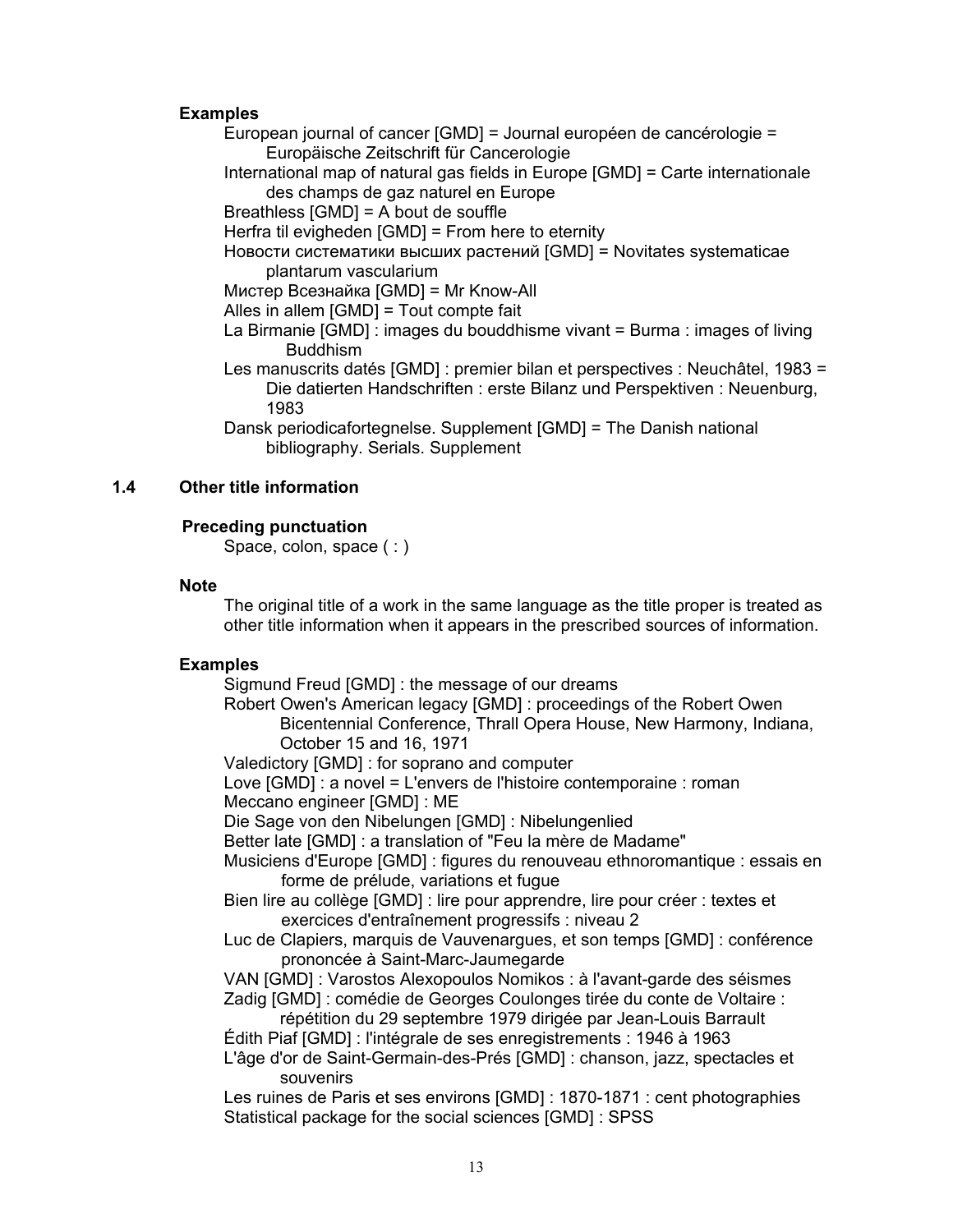**Examples**

European journal of cancer [GMD] = Journal européen de cancérologie = Europäische Zeitschrift für Cancerologie
International map of natural gas fields in Europe [GMD] = Carte internationale des champs de gaz naturel en Europe
Breathless [GMD] = A bout de souffle
Herfra til evigheden [GMD] = From here to eternity
Новости систематики высших растений [GMD] = Novitates systematicae plantarum vascularium
Мистер Всезнайка [GMD] = Mr Know-All
Alles in allem [GMD] = Tout compte fait
La Birmanie [GMD] : images du bouddhisme vivant = Burma : images of living Buddhism
Les manuscrits datés [GMD] : premier bilan et perspectives : Neuchâtel, 1983 = Die datierten Handschriften : erste Bilanz und Perspektiven : Neuenburg, 1983
Dansk periodicafortegnelse. Supplement [GMD] = The Danish national bibliography. Serials. Supplement

## 1.4 Other title information

**Preceding punctuation**

Space, colon, space ( : )

**Note**

The original title of a work in the same language as the title proper is treated as other title information when it appears in the prescribed sources of information.

**Examples**

Sigmund Freud [GMD] : the message of our dreams
Robert Owen's American legacy [GMD] : proceedings of the Robert Owen Bicentennial Conference, Thrall Opera House, New Harmony, Indiana, October 15 and 16, 1971
Valedictory [GMD] : for soprano and computer
Love [GMD] : a novel = L'envers de l'histoire contemporaine : roman
Meccano engineer [GMD] : ME
Die Sage von den Nibelungen [GMD] : Nibelungenlied
Better late [GMD] : a translation of "Feu la mère de Madame"
Musiciens d'Europe [GMD] : figures du renouveau ethnoromantique : essais en forme de prélude, variations et fugue
Bien lire au collège [GMD] : lire pour apprendre, lire pour créer : textes et exercices d'entraînement progressifs : niveau 2
Luc de Clapiers, marquis de Vauvenargues, et son temps [GMD] : conférence prononcée à Saint-Marc-Jaumegarde
VAN [GMD] : Varostos Alexopoulos Nomikos : à l'avant-garde des séismes
Zadig [GMD] : comédie de Georges Coulonges tirée du conte de Voltaire : répétition du 29 septembre 1979 dirigée par Jean-Louis Barrault
Édith Piaf [GMD] : l'intégrale de ses enregistrements : 1946 à 1963
L'âge d'or de Saint-Germain-des-Prés [GMD] : chanson, jazz, spectacles et souvenirs
Les ruines de Paris et ses environs [GMD] : 1870-1871 : cent photographies
Statistical package for the social sciences [GMD] : SPSS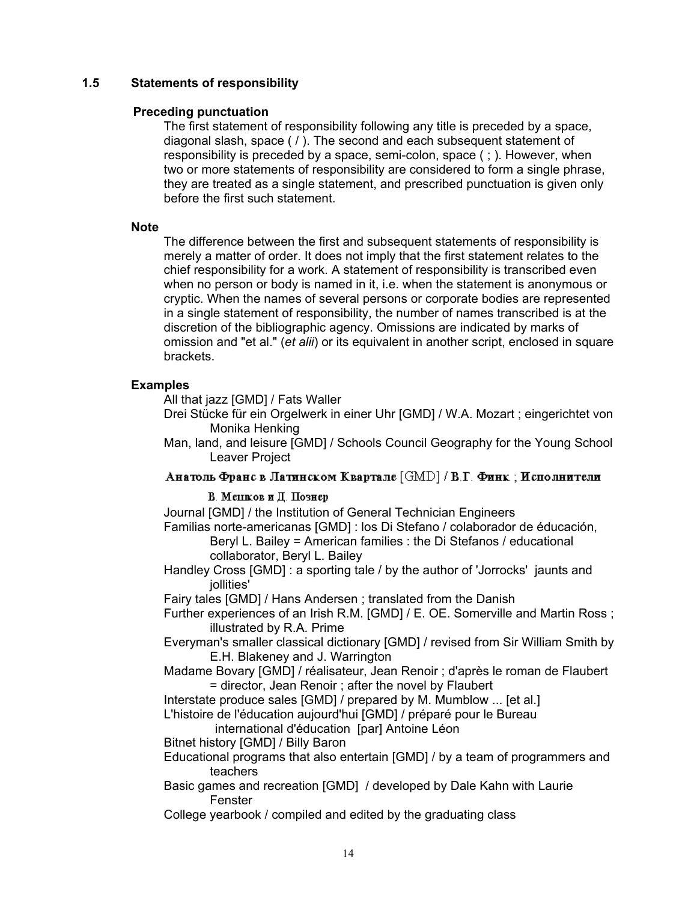### 1.5 Statements of responsibility

**Preceding punctuation**

The first statement of responsibility following any title is preceded by a space, diagonal slash, space ( / ). The second and each subsequent statement of responsibility is preceded by a space, semi-colon, space ( ; ). However, when two or more statements of responsibility are considered to form a single phrase, they are treated as a single statement, and prescribed punctuation is given only before the first such statement.

**Note**

The difference between the first and subsequent statements of responsibility is merely a matter of order. It does not imply that the first statement relates to the chief responsibility for a work. A statement of responsibility is transcribed even when no person or body is named in it, i.e. when the statement is anonymous or cryptic. When the names of several persons or corporate bodies are represented in a single statement of responsibility, the number of names transcribed is at the discretion of the bibliographic agency. Omissions are indicated by marks of omission and "et al." (*et alii*) or its equivalent in another script, enclosed in square brackets.

**Examples**

All that jazz [GMD] / Fats Waller

Drei Stücke für ein Orgelwerk in einer Uhr [GMD] / W.A. Mozart ; eingerichtet von Monika Henking

Man, land, and leisure [GMD] / Schools Council Geography for the Young School Leaver Project

Анатоль Франс в Латинском Квартале [GMD] / В.Г. Финк ; Исполнители В. Мешков и Д. Познер

Journal [GMD] / the Institution of General Technician Engineers

Familias norte-americanas [GMD] : los Di Stefano / colaborador de éducación, Beryl L. Bailey = American families : the Di Stefanos / educational collaborator, Beryl L. Bailey

Handley Cross [GMD] : a sporting tale / by the author of 'Jorrocks' jaunts and jollities'

Fairy tales [GMD] / Hans Andersen ; translated from the Danish

Further experiences of an Irish R.M. [GMD] / E. OE. Somerville and Martin Ross ; illustrated by R.A. Prime

Everyman's smaller classical dictionary [GMD] / revised from Sir William Smith by E.H. Blakeney and J. Warrington

Madame Bovary [GMD] / réalisateur, Jean Renoir ; d'après le roman de Flaubert = director, Jean Renoir ; after the novel by Flaubert

Interstate produce sales [GMD] / prepared by M. Mumblow ... [et al.]

L'histoire de l'éducation aujourd'hui [GMD] / préparé pour le Bureau international d'éducation [par] Antoine Léon

Bitnet history [GMD] / Billy Baron

Educational programs that also entertain [GMD] / by a team of programmers and teachers

Basic games and recreation [GMD] / developed by Dale Kahn with Laurie Fenster

College yearbook / compiled and edited by the graduating class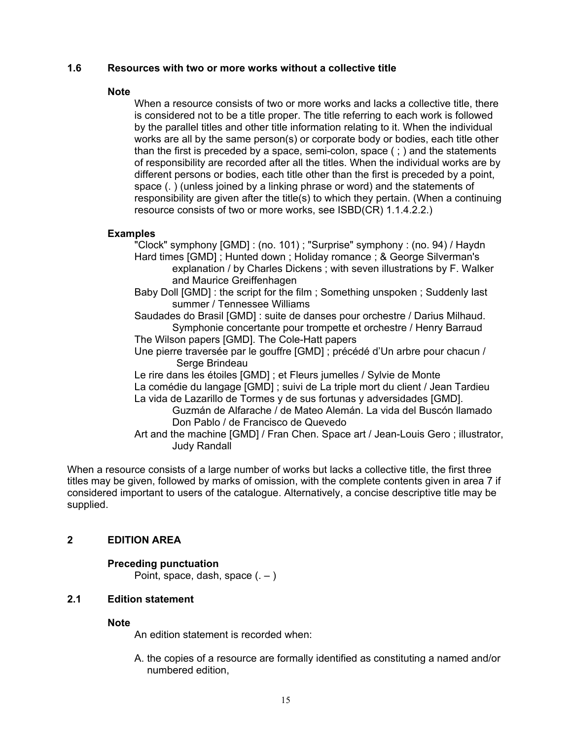### 1.6 Resources with two or more works without a collective title

**Note**

When a resource consists of two or more works and lacks a collective title, there is considered not to be a title proper. The title referring to each work is followed by the parallel titles and other title information relating to it. When the individual works are all by the same person(s) or corporate body or bodies, each title other than the first is preceded by a space, semi-colon, space ( ; ) and the statements of responsibility are recorded after all the titles. When the individual works are by different persons or bodies, each title other than the first is preceded by a point, space (. ) (unless joined by a linking phrase or word) and the statements of responsibility are given after the title(s) to which they pertain. (When a continuing resource consists of two or more works, see ISBD(CR) 1.1.4.2.2.)

**Examples**

"Clock" symphony [GMD] : (no. 101) ; "Surprise" symphony : (no. 94) / Haydn

Hard times [GMD] ; Hunted down ; Holiday romance ; & George Silverman's explanation / by Charles Dickens ; with seven illustrations by F. Walker and Maurice Greiffenhagen

Baby Doll [GMD] : the script for the film ; Something unspoken ; Suddenly last summer / Tennessee Williams

Saudades do Brasil [GMD] : suite de danses pour orchestre / Darius Milhaud. Symphonie concertante pour trompette et orchestre / Henry Barraud

The Wilson papers [GMD]. The Cole-Hatt papers

Une pierre traversée par le gouffre [GMD] ; précédé d'Un arbre pour chacun / Serge Brindeau

Le rire dans les étoiles [GMD] ; et Fleurs jumelles / Sylvie de Monte

La comédie du langage [GMD] ; suivi de La triple mort du client / Jean Tardieu

La vida de Lazarillo de Tormes y de sus fortunas y adversidades [GMD]. Guzmán de Alfarache / de Mateo Alemán. La vida del Buscón llamado Don Pablo / de Francisco de Quevedo

Art and the machine [GMD] / Fran Chen. Space art / Jean-Louis Gero ; illustrator, Judy Randall

When a resource consists of a large number of works but lacks a collective title, the first three titles may be given, followed by marks of omission, with the complete contents given in area 7 if considered important to users of the catalogue. Alternatively, a concise descriptive title may be supplied.

## 2 EDITION AREA

**Preceding punctuation**

Point, space, dash, space (. – )

### 2.1 Edition statement

**Note**

An edition statement is recorded when:

A. the copies of a resource are formally identified as constituting a named and/or numbered edition,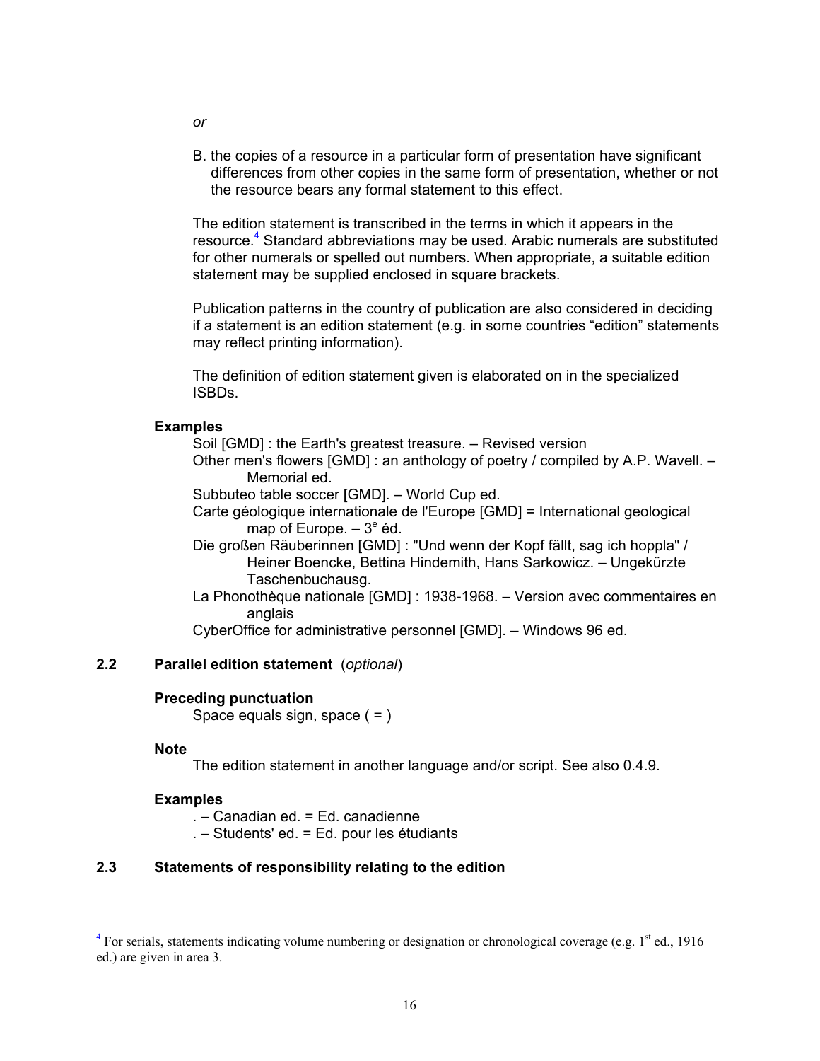*or*

B. the copies of a resource in a particular form of presentation have significant differences from other copies in the same form of presentation, whether or not the resource bears any formal statement to this effect.

The edition statement is transcribed in the terms in which it appears in the resource.[4] Standard abbreviations may be used. Arabic numerals are substituted for other numerals or spelled out numbers. When appropriate, a suitable edition statement may be supplied enclosed in square brackets.

Publication patterns in the country of publication are also considered in deciding if a statement is an edition statement (e.g. in some countries "edition" statements may reflect printing information).

The definition of edition statement given is elaborated on in the specialized ISBDs.

**Examples**

Soil [GMD] : the Earth's greatest treasure. – Revised version

Other men's flowers [GMD] : an anthology of poetry / compiled by A.P. Wavell. – Memorial ed.

Subbuteo table soccer [GMD]. – World Cup ed.

Carte géologique internationale de l'Europe [GMD] = International geological map of Europe. – 3e éd.

Die großen Räuberinnen [GMD] : "Und wenn der Kopf fällt, sag ich hoppla" / Heiner Boencke, Bettina Hindemith, Hans Sarkowicz. – Ungekürzte Taschenbuchausg.

La Phonothèque nationale [GMD] : 1938-1968. – Version avec commentaires en anglais

CyberOffice for administrative personnel [GMD]. – Windows 96 ed.

## 2.2 Parallel edition statement (*optional*)

**Preceding punctuation**

Space equals sign, space ( = )

**Note**

The edition statement in another language and/or script. See also 0.4.9.

**Examples**

. – Canadian ed. = Ed. canadienne

. – Students' ed. = Ed. pour les étudiants

## 2.3 Statements of responsibility relating to the edition

[4] For serials, statements indicating volume numbering or designation or chronological coverage (e.g. 1st ed., 1916 ed.) are given in area 3.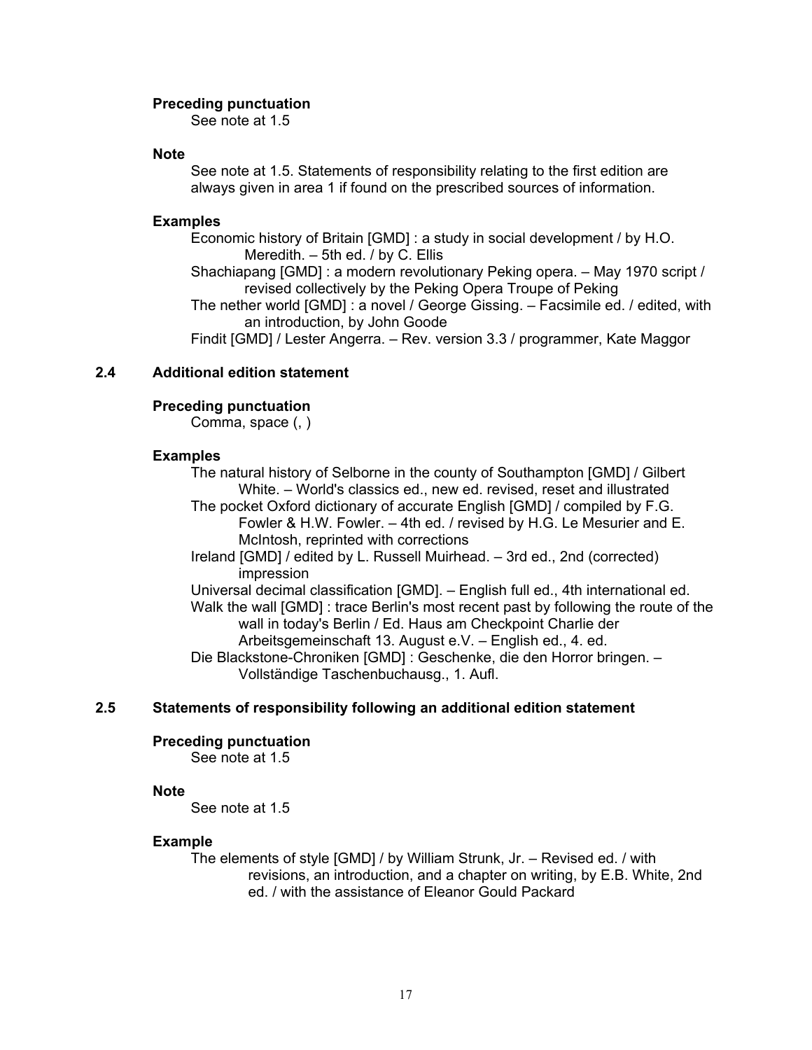**Preceding punctuation**

See note at 1.5

**Note**

See note at 1.5. Statements of responsibility relating to the first edition are always given in area 1 if found on the prescribed sources of information.

**Examples**

Economic history of Britain [GMD] : a study in social development / by H.O. Meredith. – 5th ed. / by C. Ellis

Shachiapang [GMD] : a modern revolutionary Peking opera. – May 1970 script / revised collectively by the Peking Opera Troupe of Peking

The nether world [GMD] : a novel / George Gissing. – Facsimile ed. / edited, with an introduction, by John Goode

Findit [GMD] / Lester Angerra. – Rev. version 3.3 / programmer, Kate Maggor

## 2.4 Additional edition statement

**Preceding punctuation**

Comma, space (, )

**Examples**

The natural history of Selborne in the county of Southampton [GMD] / Gilbert White. – World's classics ed., new ed. revised, reset and illustrated

The pocket Oxford dictionary of accurate English [GMD] / compiled by F.G. Fowler & H.W. Fowler. – 4th ed. / revised by H.G. Le Mesurier and E. McIntosh, reprinted with corrections

Ireland [GMD] / edited by L. Russell Muirhead. – 3rd ed., 2nd (corrected) impression

Universal decimal classification [GMD]. – English full ed., 4th international ed.

Walk the wall [GMD] : trace Berlin's most recent past by following the route of the wall in today's Berlin / Ed. Haus am Checkpoint Charlie der Arbeitsgemeinschaft 13. August e.V. – English ed., 4. ed.

Die Blackstone-Chroniken [GMD] : Geschenke, die den Horror bringen. – Vollständige Taschenbuchausg., 1. Aufl.

## 2.5 Statements of responsibility following an additional edition statement

**Preceding punctuation**

See note at 1.5

**Note**

See note at 1.5

**Example**

The elements of style [GMD] / by William Strunk, Jr. – Revised ed. / with revisions, an introduction, and a chapter on writing, by E.B. White, 2nd ed. / with the assistance of Eleanor Gould Packard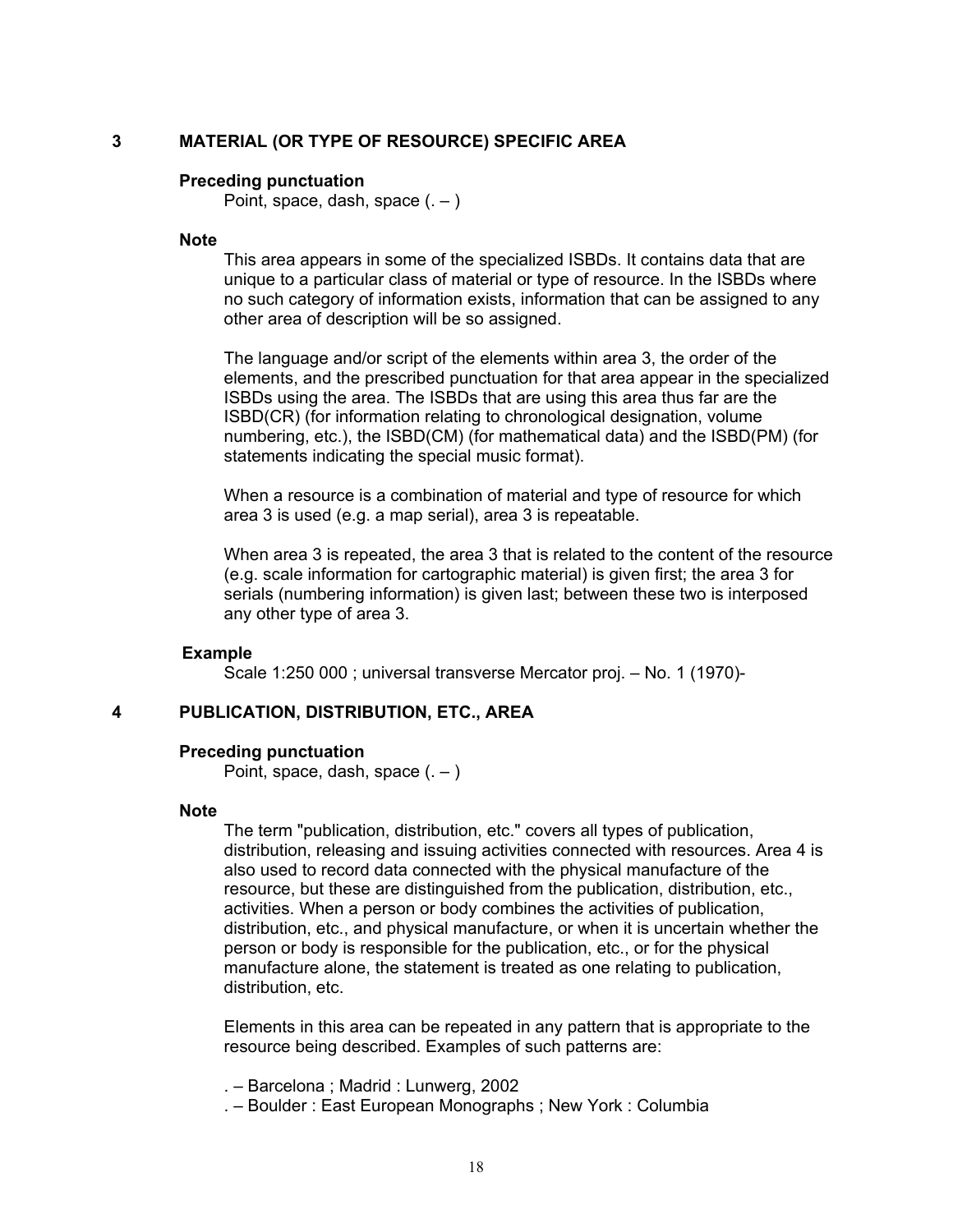## 3 MATERIAL (OR TYPE OF RESOURCE) SPECIFIC AREA

**Preceding punctuation**

Point, space, dash, space (. – )

**Note**

This area appears in some of the specialized ISBDs. It contains data that are unique to a particular class of material or type of resource. In the ISBDs where no such category of information exists, information that can be assigned to any other area of description will be so assigned.

The language and/or script of the elements within area 3, the order of the elements, and the prescribed punctuation for that area appear in the specialized ISBDs using the area. The ISBDs that are using this area thus far are the ISBD(CR) (for information relating to chronological designation, volume numbering, etc.), the ISBD(CM) (for mathematical data) and the ISBD(PM) (for statements indicating the special music format).

When a resource is a combination of material and type of resource for which area 3 is used (e.g. a map serial), area 3 is repeatable.

When area 3 is repeated, the area 3 that is related to the content of the resource (e.g. scale information for cartographic material) is given first; the area 3 for serials (numbering information) is given last; between these two is interposed any other type of area 3.

**Example**

Scale 1:250 000 ; universal transverse Mercator proj. – No. 1 (1970)-

## 4 PUBLICATION, DISTRIBUTION, ETC., AREA

**Preceding punctuation**

Point, space, dash, space (. – )

**Note**

The term "publication, distribution, etc." covers all types of publication, distribution, releasing and issuing activities connected with resources. Area 4 is also used to record data connected with the physical manufacture of the resource, but these are distinguished from the publication, distribution, etc., activities. When a person or body combines the activities of publication, distribution, etc., and physical manufacture, or when it is uncertain whether the person or body is responsible for the publication, etc., or for the physical manufacture alone, the statement is treated as one relating to publication, distribution, etc.

Elements in this area can be repeated in any pattern that is appropriate to the resource being described. Examples of such patterns are:

. – Barcelona ; Madrid : Lunwerg, 2002

. – Boulder : East European Monographs ; New York : Columbia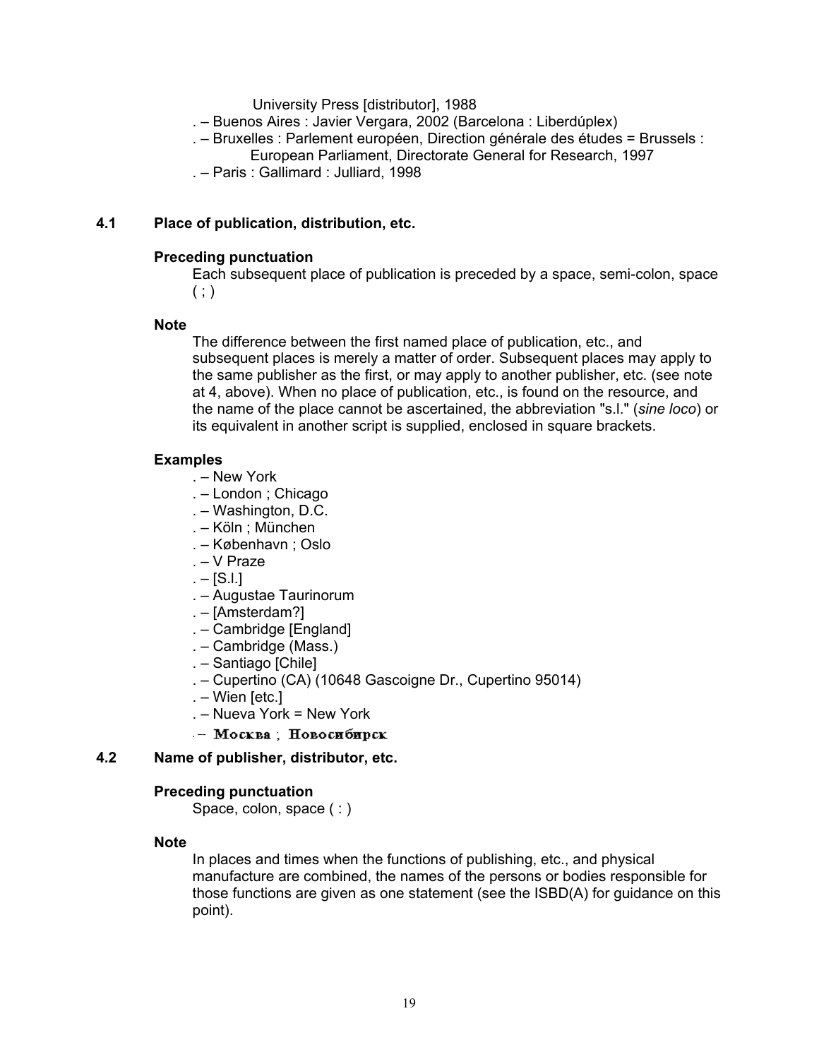University Press [distributor], 1988

. – Buenos Aires : Javier Vergara, 2002 (Barcelona : Liberdúplex)

. – Bruxelles : Parlement européen, Direction générale des études = Brussels : European Parliament, Directorate General for Research, 1997

. – Paris : Gallimard : Julliard, 1998

## 4.1 Place of publication, distribution, etc.

**Preceding punctuation**

Each subsequent place of publication is preceded by a space, semi-colon, space ( ; )

**Note**

The difference between the first named place of publication, etc., and subsequent places is merely a matter of order. Subsequent places may apply to the same publisher as the first, or may apply to another publisher, etc. (see note at 4, above). When no place of publication, etc., is found on the resource, and the name of the place cannot be ascertained, the abbreviation "s.l." (*sine loco*) or its equivalent in another script is supplied, enclosed in square brackets.

**Examples**

. – New York

. – London ; Chicago

. – Washington, D.C.

. – Köln ; München

. – København ; Oslo

. – V Praze

. – [S.l.]

. – Augustae Taurinorum

. – [Amsterdam?]

. – Cambridge [England]

. – Cambridge (Mass.)

. – Santiago [Chile]

. – Cupertino (CA) (10648 Gascoigne Dr., Cupertino 95014)

. – Wien [etc.]

. – Nueva York = New York

. – Москва ; Новосибирск

## 4.2 Name of publisher, distributor, etc.

**Preceding punctuation**

Space, colon, space ( : )

**Note**

In places and times when the functions of publishing, etc., and physical manufacture are combined, the names of the persons or bodies responsible for those functions are given as one statement (see the ISBD(A) for guidance on this point).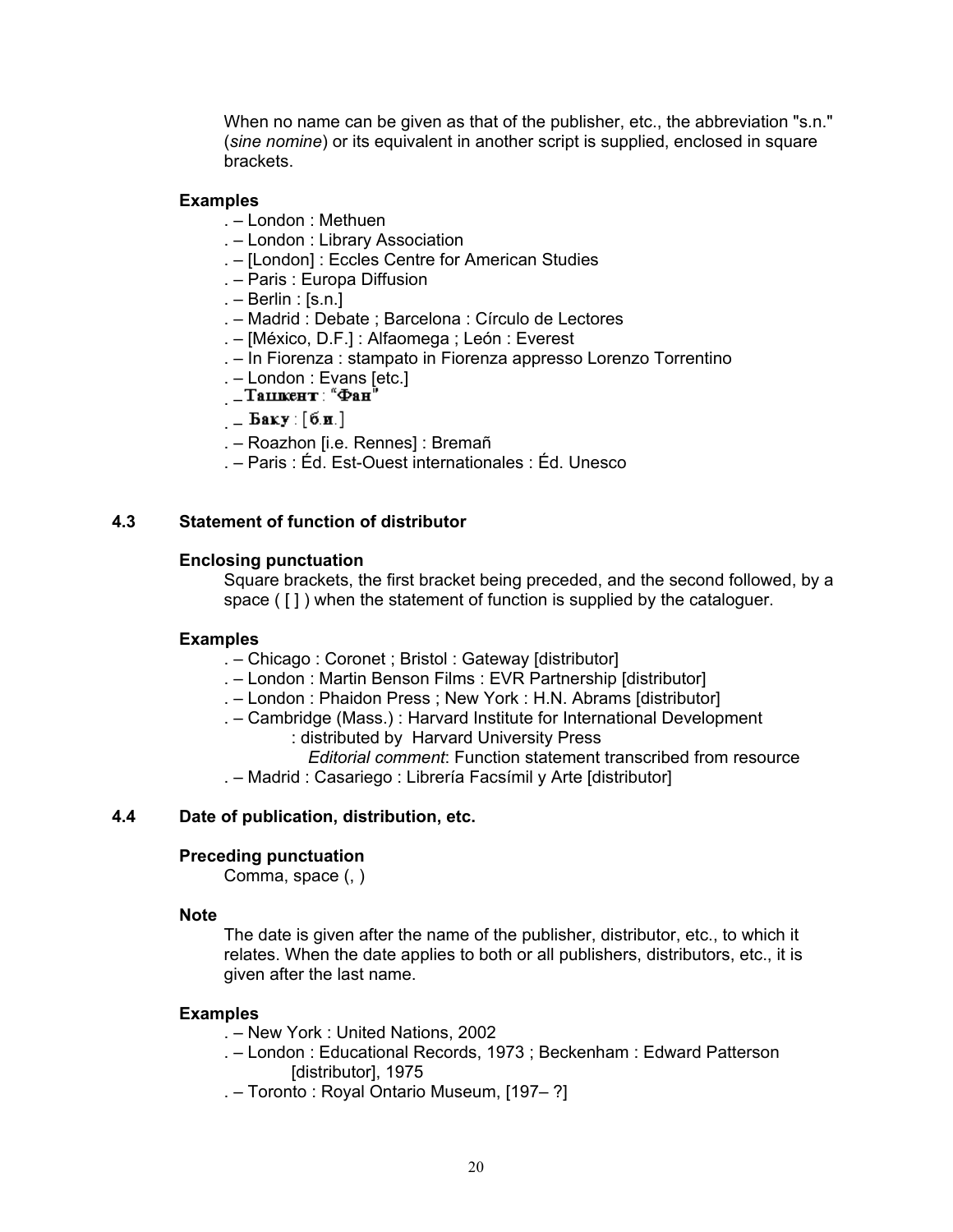When no name can be given as that of the publisher, etc., the abbreviation "s.n." (*sine nomine*) or its equivalent in another script is supplied, enclosed in square brackets.

**Examples**

. – London : Methuen
. – London : Library Association
. – [London] : Eccles Centre for American Studies
. – Paris : Europa Diffusion
. – Berlin : [s.n.]
. – Madrid : Debate ; Barcelona : Círculo de Lectores
. – [México, D.F.] : Alfaomega ; León : Everest
. – In Fiorenza : stampato in Fiorenza appresso Lorenzo Torrentino
. – London : Evans [etc.]
. – Ташкент : "Фан"
. – Баку : [б.и.]
. – Roazhon [i.e. Rennes] : Bremañ
. – Paris : Éd. Est-Ouest internationales : Éd. Unesco

## 4.3 Statement of function of distributor

**Enclosing punctuation**

Square brackets, the first bracket being preceded, and the second followed, by a space ( [ ] ) when the statement of function is supplied by the cataloguer.

**Examples**

. – Chicago : Coronet ; Bristol : Gateway [distributor]
. – London : Martin Benson Films : EVR Partnership [distributor]
. – London : Phaidon Press ; New York : H.N. Abrams [distributor]
. – Cambridge (Mass.) : Harvard Institute for International Development : distributed by Harvard University Press
*Editorial comment*: Function statement transcribed from resource
. – Madrid : Casariego : Librería Facsímil y Arte [distributor]

## 4.4 Date of publication, distribution, etc.

**Preceding punctuation**

Comma, space (, )

**Note**

The date is given after the name of the publisher, distributor, etc., to which it relates. When the date applies to both or all publishers, distributors, etc., it is given after the last name.

**Examples**

. – New York : United Nations, 2002
. – London : Educational Records, 1973 ; Beckenham : Edward Patterson [distributor], 1975
. – Toronto : Royal Ontario Museum, [197– ?]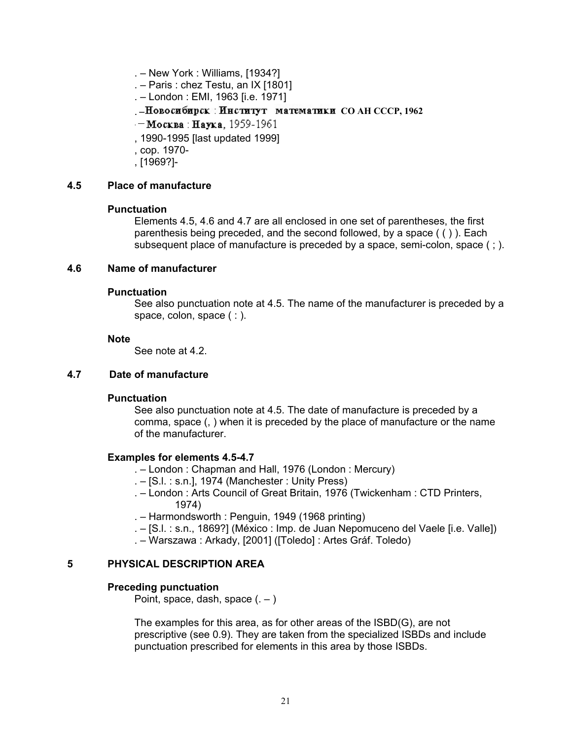. – New York : Williams, [1934?]  
. – Paris : chez Testu, an IX [1801]  
. – London : EMI, 1963 [i.e. 1971]  
. – Новосибирск : Институт математики СО АН СССР, 1962  
. – Москва : Наука, 1959-1961  
, 1990-1995 [last updated 1999]  
, cop. 1970-  
, [1969?]-

## 4.5 Place of manufacture

**Punctuation**

Elements 4.5, 4.6 and 4.7 are all enclosed in one set of parentheses, the first parenthesis being preceded, and the second followed, by a space ( ( ) ). Each subsequent place of manufacture is preceded by a space, semi-colon, space ( ; ).

## 4.6 Name of manufacturer

**Punctuation**

See also punctuation note at 4.5. The name of the manufacturer is preceded by a space, colon, space ( : ).

**Note**

See note at 4.2.

## 4.7 Date of manufacture

**Punctuation**

See also punctuation note at 4.5. The date of manufacture is preceded by a comma, space (, ) when it is preceded by the place of manufacture or the name of the manufacturer.

**Examples for elements 4.5-4.7**

. – London : Chapman and Hall, 1976 (London : Mercury)  
. – [S.l. : s.n.], 1974 (Manchester : Unity Press)  
. – London : Arts Council of Great Britain, 1976 (Twickenham : CTD Printers, 1974)  
. – Harmondsworth : Penguin, 1949 (1968 printing)  
. – [S.l. : s.n., 1869?] (México : Imp. de Juan Nepomuceno del Vaele [i.e. Valle])  
. – Warszawa : Arkady, [2001] ([Toledo] : Artes Gráf. Toledo)

# 5 PHYSICAL DESCRIPTION AREA

**Preceding punctuation**

Point, space, dash, space (. – )

The examples for this area, as for other areas of the ISBD(G), are not prescriptive (see 0.9). They are taken from the specialized ISBDs and include punctuation prescribed for elements in this area by those ISBDs.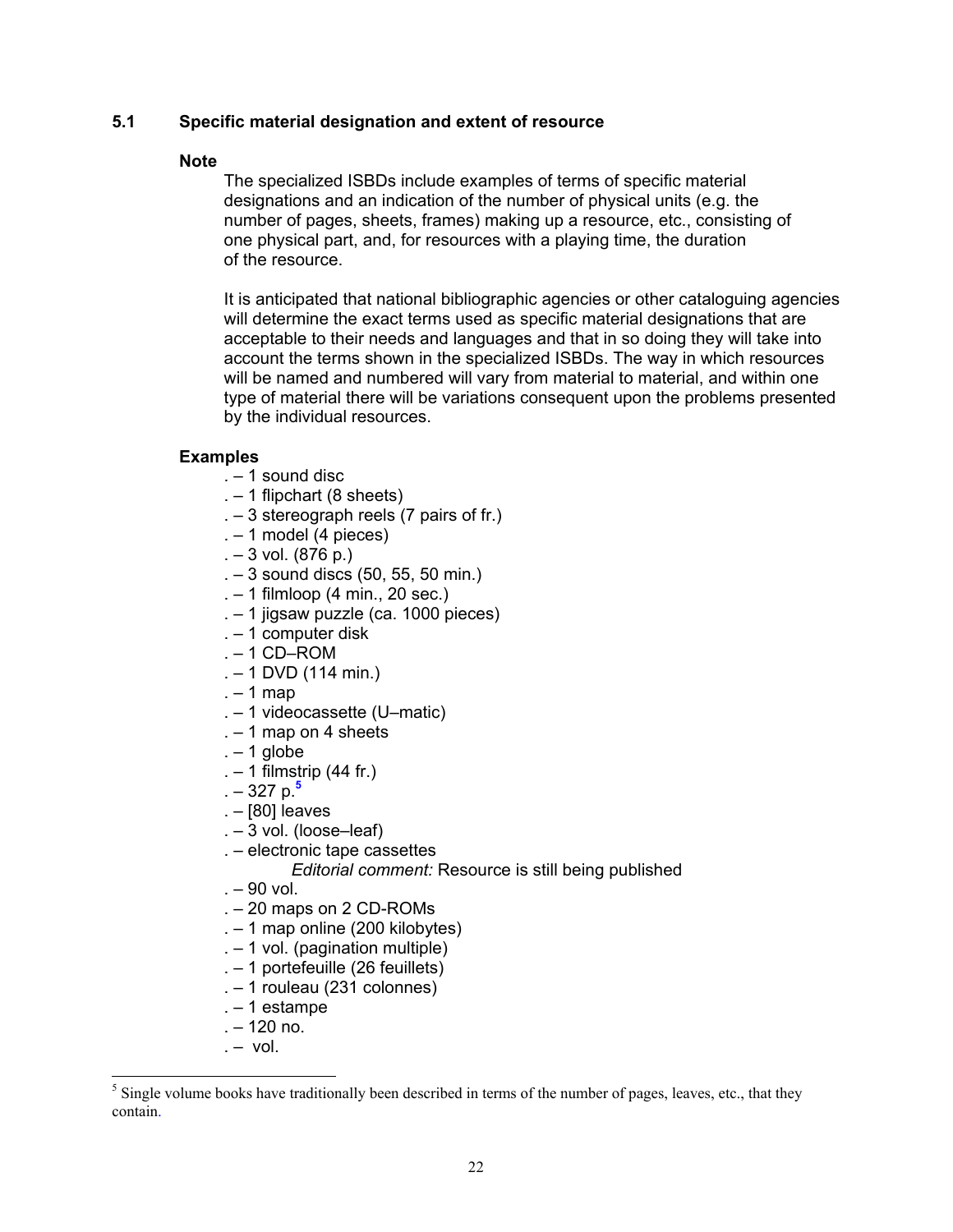### 5.1 Specific material designation and extent of resource

**Note**

The specialized ISBDs include examples of terms of specific material designations and an indication of the number of physical units (e.g. the number of pages, sheets, frames) making up a resource, etc., consisting of one physical part, and, for resources with a playing time, the duration of the resource.

It is anticipated that national bibliographic agencies or other cataloguing agencies will determine the exact terms used as specific material designations that are acceptable to their needs and languages and that in so doing they will take into account the terms shown in the specialized ISBDs. The way in which resources will be named and numbered will vary from material to material, and within one type of material there will be variations consequent upon the problems presented by the individual resources.

**Examples**

. – 1 sound disc
. – 1 flipchart (8 sheets)
. – 3 stereograph reels (7 pairs of fr.)
. – 1 model (4 pieces)
. – 3 vol. (876 p.)
. – 3 sound discs (50, 55, 50 min.)
. – 1 filmloop (4 min., 20 sec.)
. – 1 jigsaw puzzle (ca. 1000 pieces)
. – 1 computer disk
. – 1 CD–ROM
. – 1 DVD (114 min.)
. – 1 map
. – 1 videocassette (U–matic)
. – 1 map on 4 sheets
. – 1 globe
. – 1 filmstrip (44 fr.)
. – 327 p.[5]
. – [80] leaves
. – 3 vol. (loose–leaf)
. – electronic tape cassettes
*Editorial comment:* Resource is still being published
. – 90 vol.
. – 20 maps on 2 CD-ROMs
. – 1 map online (200 kilobytes)
. – 1 vol. (pagination multiple)
. – 1 portefeuille (26 feuillets)
. – 1 rouleau (231 colonnes)
. – 1 estampe
. – 120 no.
. – vol.

---

[5] Single volume books have traditionally been described in terms of the number of pages, leaves, etc., that they contain.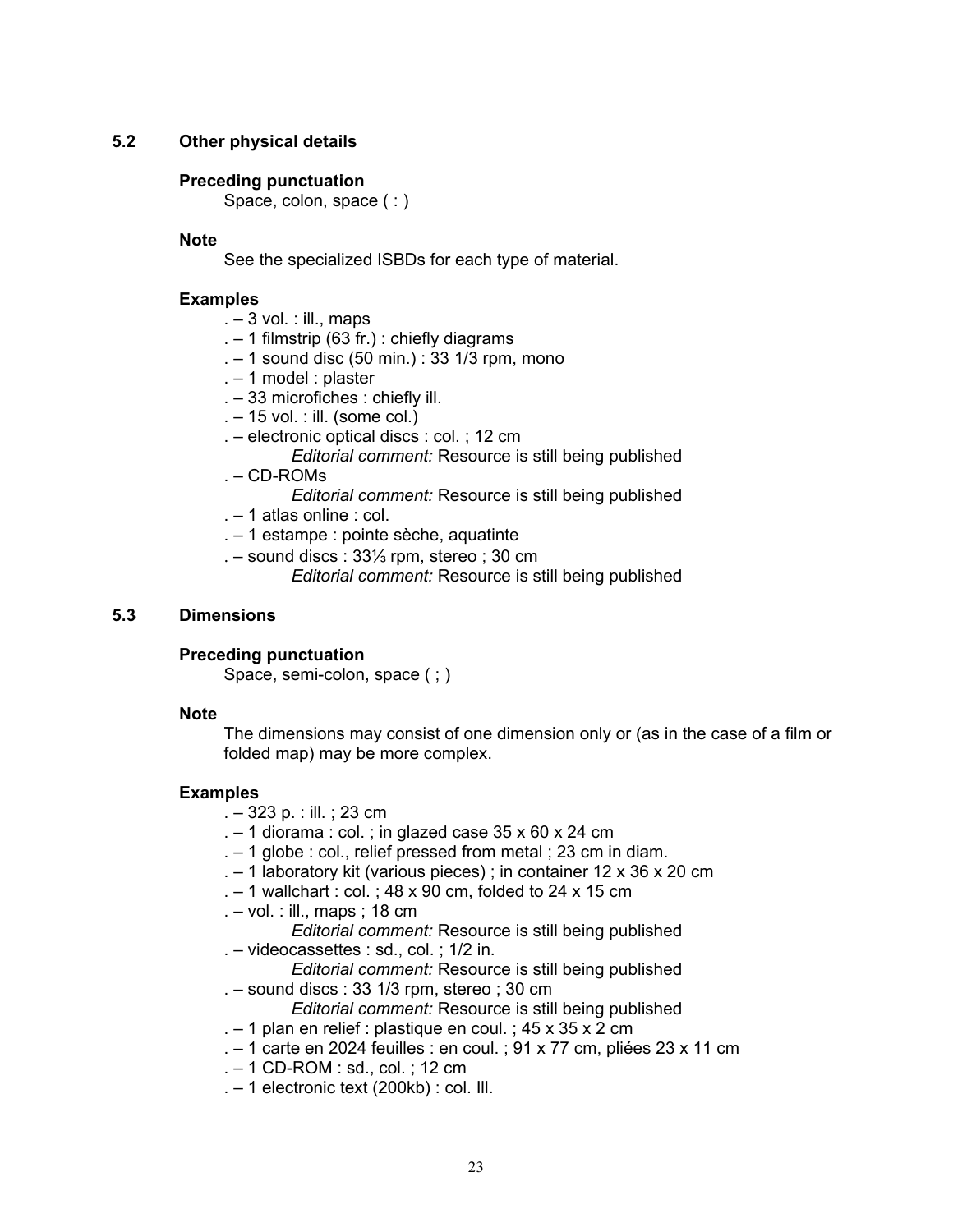### 5.2 Other physical details

**Preceding punctuation**

Space, colon, space ( : )

**Note**

See the specialized ISBDs for each type of material.

**Examples**

. – 3 vol. : ill., maps
. – 1 filmstrip (63 fr.) : chiefly diagrams
. – 1 sound disc (50 min.) : 33 1/3 rpm, mono
. – 1 model : plaster
. – 33 microfiches : chiefly ill.
. – 15 vol. : ill. (some col.)
. – electronic optical discs : col. ; 12 cm
  *Editorial comment:* Resource is still being published
. – CD-ROMs
  *Editorial comment:* Resource is still being published
. – 1 atlas online : col.
. – 1 estampe : pointe sèche, aquatinte
. – sound discs : 33⅓ rpm, stereo ; 30 cm
  *Editorial comment:* Resource is still being published

### 5.3 Dimensions

**Preceding punctuation**

Space, semi-colon, space ( ; )

**Note**

The dimensions may consist of one dimension only or (as in the case of a film or folded map) may be more complex.

**Examples**

. – 323 p. : ill. ; 23 cm
. – 1 diorama : col. ; in glazed case 35 x 60 x 24 cm
. – 1 globe : col., relief pressed from metal ; 23 cm in diam.
. – 1 laboratory kit (various pieces) ; in container 12 x 36 x 20 cm
. – 1 wallchart : col. ; 48 x 90 cm, folded to 24 x 15 cm
. – vol. : ill., maps ; 18 cm
  *Editorial comment:* Resource is still being published
. – videocassettes : sd., col. ; 1/2 in.
  *Editorial comment:* Resource is still being published
. – sound discs : 33 1/3 rpm, stereo ; 30 cm
  *Editorial comment:* Resource is still being published
. – 1 plan en relief : plastique en coul. ; 45 x 35 x 2 cm
. – 1 carte en 2024 feuilles : en coul. ; 91 x 77 cm, pliées 23 x 11 cm
. – 1 CD-ROM : sd., col. ; 12 cm
. – 1 electronic text (200kb) : col. Ill.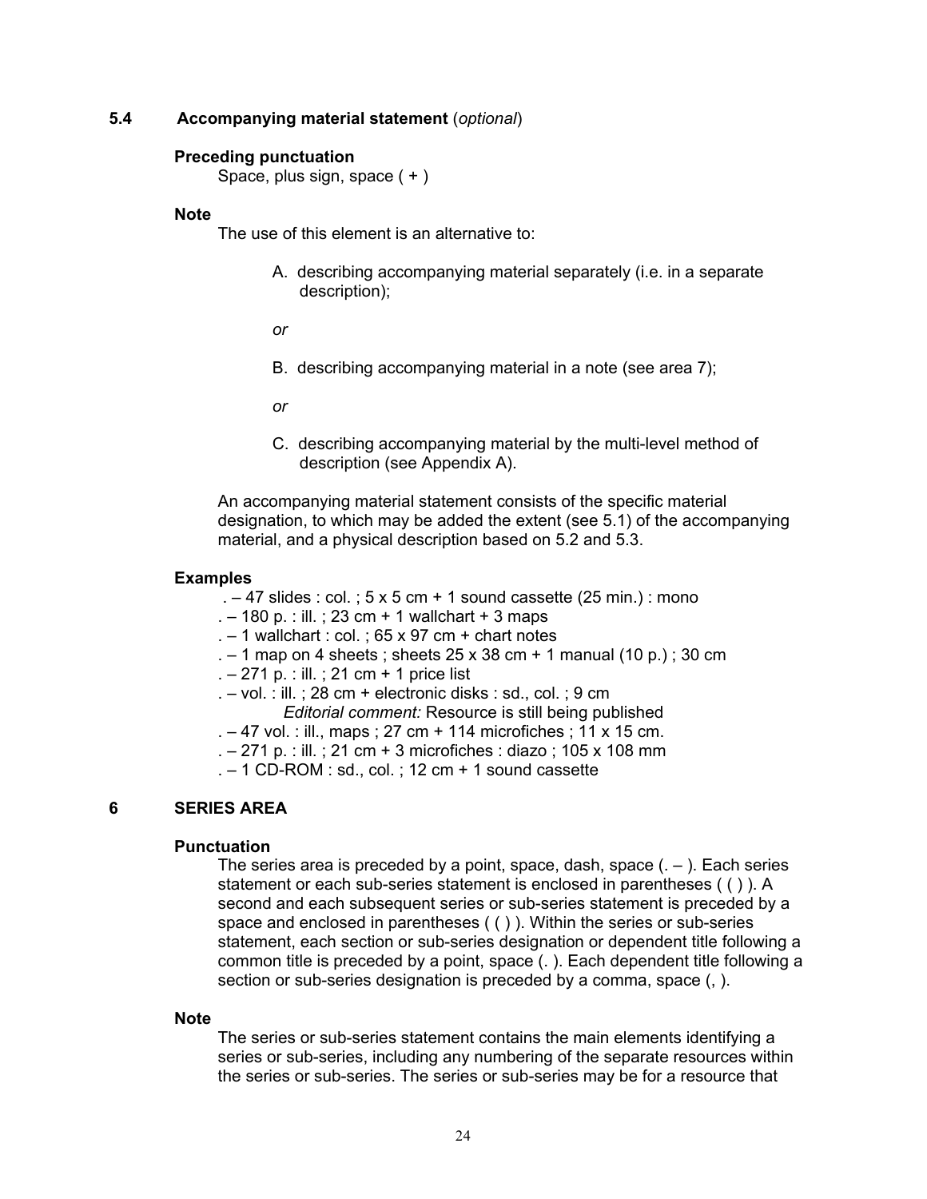### 5.4 Accompanying material statement (*optional*)

**Preceding punctuation**

Space, plus sign, space ( + )

**Note**

The use of this element is an alternative to:

A. describing accompanying material separately (i.e. in a separate description);

*or*

B. describing accompanying material in a note (see area 7);

*or*

C. describing accompanying material by the multi-level method of description (see Appendix A).

An accompanying material statement consists of the specific material designation, to which may be added the extent (see 5.1) of the accompanying material, and a physical description based on 5.2 and 5.3.

**Examples**

. – 47 slides : col. ; 5 x 5 cm + 1 sound cassette (25 min.) : mono
. – 180 p. : ill. ; 23 cm + 1 wallchart + 3 maps
. – 1 wallchart : col. ; 65 x 97 cm + chart notes
. – 1 map on 4 sheets ; sheets 25 x 38 cm + 1 manual (10 p.) ; 30 cm
. – 271 p. : ill. ; 21 cm + 1 price list
. – vol. : ill. ; 28 cm + electronic disks : sd., col. ; 9 cm
*Editorial comment:* Resource is still being published
. – 47 vol. : ill., maps ; 27 cm + 114 microfiches ; 11 x 15 cm.
. – 271 p. : ill. ; 21 cm + 3 microfiches : diazo ; 105 x 108 mm
. – 1 CD-ROM : sd., col. ; 12 cm + 1 sound cassette

## 6 SERIES AREA

**Punctuation**

The series area is preceded by a point, space, dash, space (. – ). Each series statement or each sub-series statement is enclosed in parentheses ( ( ) ). A second and each subsequent series or sub-series statement is preceded by a space and enclosed in parentheses ( ( ) ). Within the series or sub-series statement, each section or sub-series designation or dependent title following a common title is preceded by a point, space (. ). Each dependent title following a section or sub-series designation is preceded by a comma, space (, ).

**Note**

The series or sub-series statement contains the main elements identifying a series or sub-series, including any numbering of the separate resources within the series or sub-series. The series or sub-series may be for a resource that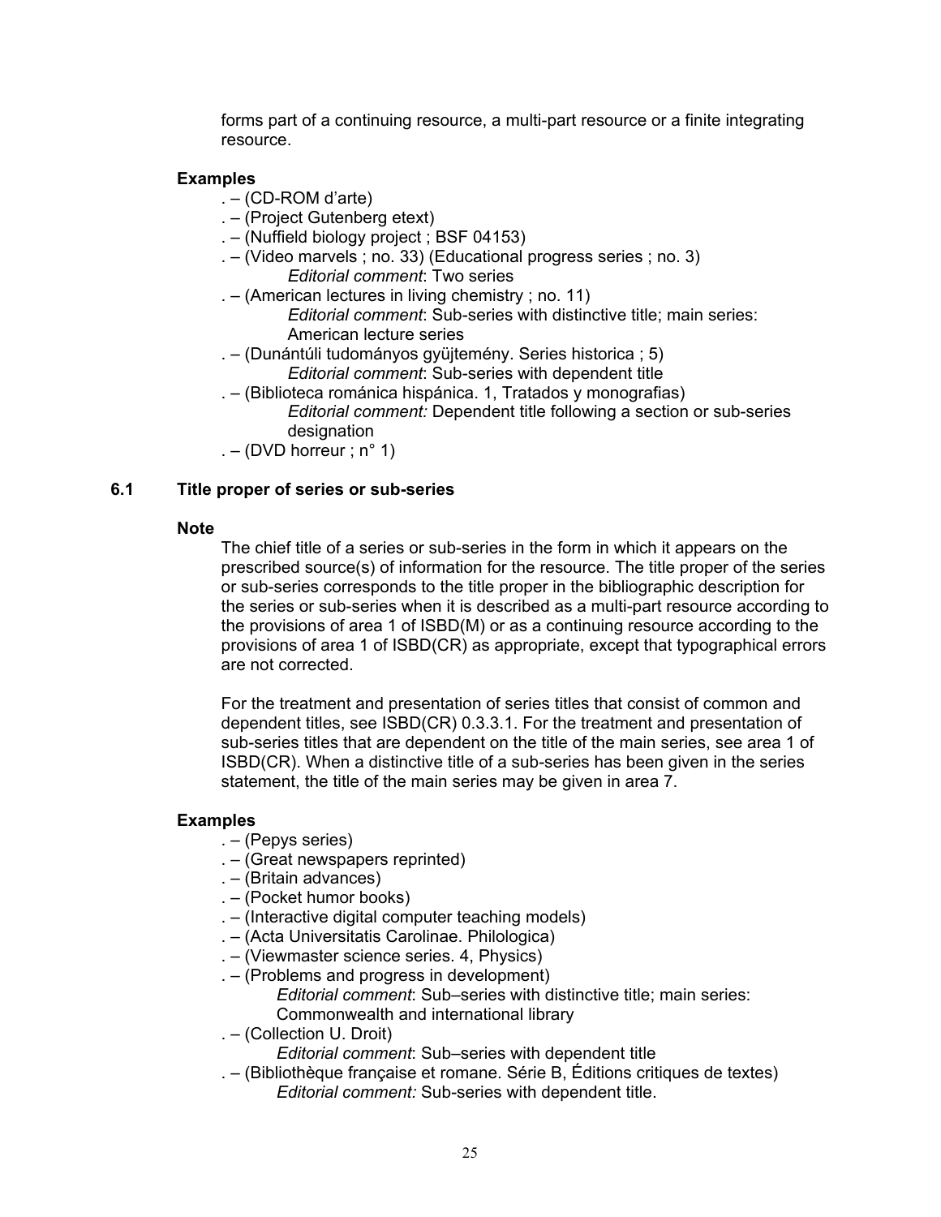forms part of a continuing resource, a multi-part resource or a finite integrating resource.

**Examples**

. – (CD-ROM d'arte)

. – (Project Gutenberg etext)

. – (Nuffield biology project ; BSF 04153)

. – (Video marvels ; no. 33) (Educational progress series ; no. 3)
*Editorial comment*: Two series

. – (American lectures in living chemistry ; no. 11)
*Editorial comment*: Sub-series with distinctive title; main series: American lecture series

. – (Dunántúli tudományos gyüjtemény. Series historica ; 5)
*Editorial comment*: Sub-series with dependent title

. – (Biblioteca románica hispánica. 1, Tratados y monografias)
*Editorial comment:* Dependent title following a section or sub-series designation

. – (DVD horreur ; n° 1)

## 6.1 Title proper of series or sub-series

**Note**

The chief title of a series or sub-series in the form in which it appears on the prescribed source(s) of information for the resource. The title proper of the series or sub-series corresponds to the title proper in the bibliographic description for the series or sub-series when it is described as a multi-part resource according to the provisions of area 1 of ISBD(M) or as a continuing resource according to the provisions of area 1 of ISBD(CR) as appropriate, except that typographical errors are not corrected.

For the treatment and presentation of series titles that consist of common and dependent titles, see ISBD(CR) 0.3.3.1. For the treatment and presentation of sub-series titles that are dependent on the title of the main series, see area 1 of ISBD(CR). When a distinctive title of a sub-series has been given in the series statement, the title of the main series may be given in area 7.

**Examples**

. – (Pepys series)

. – (Great newspapers reprinted)

. – (Britain advances)

. – (Pocket humor books)

. – (Interactive digital computer teaching models)

. – (Acta Universitatis Carolinae. Philologica)

. – (Viewmaster science series. 4, Physics)

. – (Problems and progress in development)
*Editorial comment*: Sub–series with distinctive title; main series: Commonwealth and international library

. – (Collection U. Droit)
*Editorial comment*: Sub–series with dependent title

. – (Bibliothèque française et romane. Série B, Éditions critiques de textes)
*Editorial comment:* Sub-series with dependent title.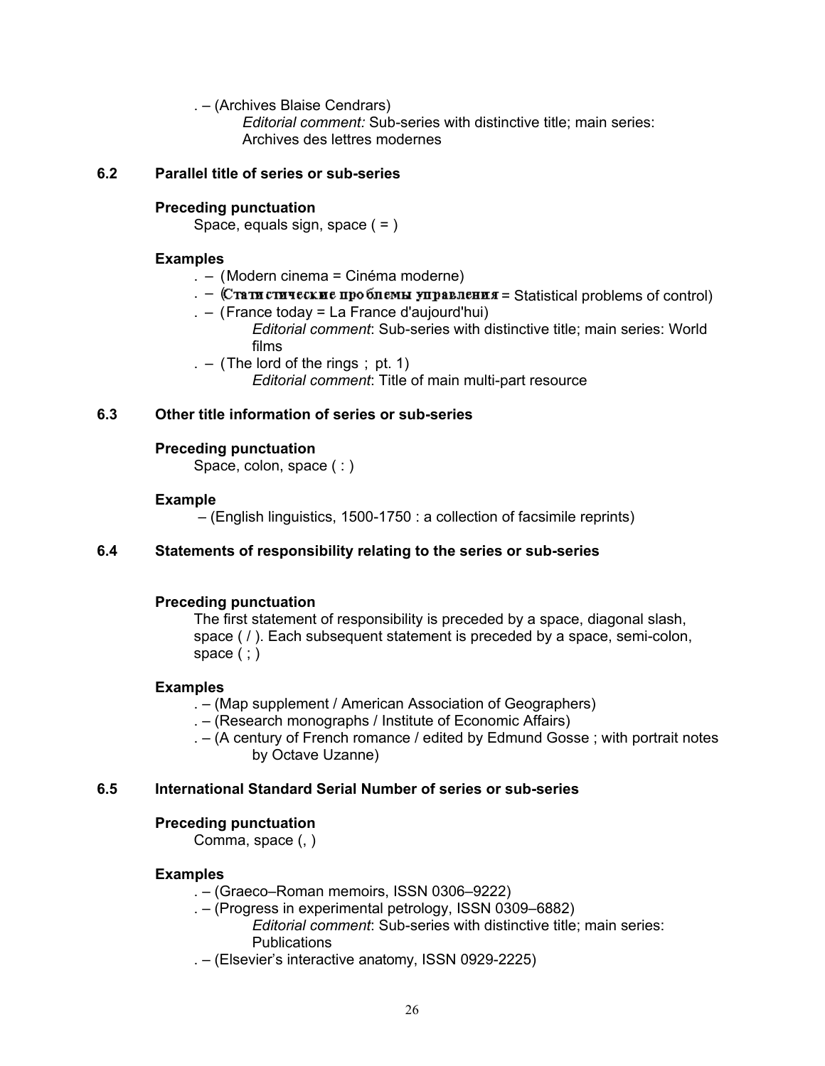. – (Archives Blaise Cendrars)

*Editorial comment:* Sub-series with distinctive title; main series: Archives des lettres modernes

### 6.2 Parallel title of series or sub-series

**Preceding punctuation**

Space, equals sign, space ( = )

**Examples**

. – (Modern cinema = Cinéma moderne)

. – (Статистические проблемы управления = Statistical problems of control)

. – (France today = La France d'aujourd'hui)

*Editorial comment*: Sub-series with distinctive title; main series: World films

. – (The lord of the rings ; pt. 1)

*Editorial comment*: Title of main multi-part resource

### 6.3 Other title information of series or sub-series

**Preceding punctuation**

Space, colon, space ( : )

**Example**

– (English linguistics, 1500-1750 : a collection of facsimile reprints)

### 6.4 Statements of responsibility relating to the series or sub-series

**Preceding punctuation**

The first statement of responsibility is preceded by a space, diagonal slash, space ( / ). Each subsequent statement is preceded by a space, semi-colon, space ( ; )

**Examples**

. – (Map supplement / American Association of Geographers)

. – (Research monographs / Institute of Economic Affairs)

. – (A century of French romance / edited by Edmund Gosse ; with portrait notes by Octave Uzanne)

### 6.5 International Standard Serial Number of series or sub-series

**Preceding punctuation**

Comma, space (, )

**Examples**

. – (Graeco–Roman memoirs, ISSN 0306–9222)

. – (Progress in experimental petrology, ISSN 0309–6882)

*Editorial comment*: Sub-series with distinctive title; main series: Publications

. – (Elsevier's interactive anatomy, ISSN 0929-2225)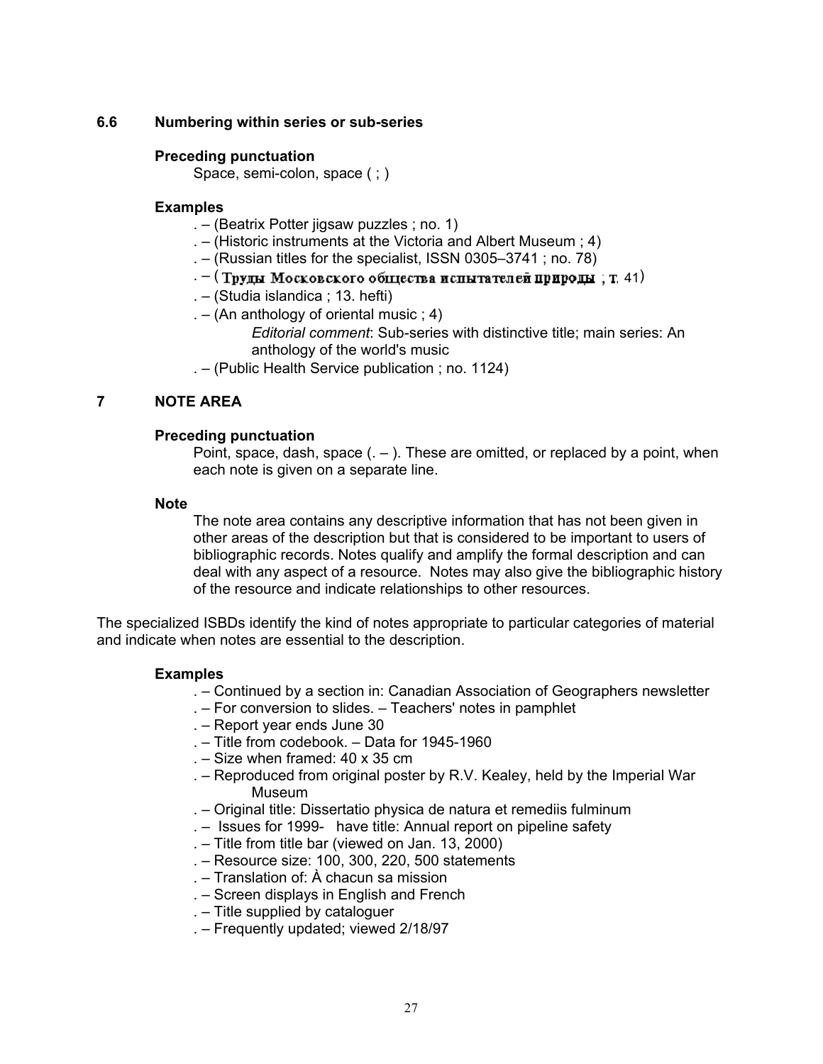## 6.6 Numbering within series or sub-series

**Preceding punctuation**

Space, semi-colon, space ( ; )

**Examples**

. – (Beatrix Potter jigsaw puzzles ; no. 1)
. – (Historic instruments at the Victoria and Albert Museum ; 4)
. – (Russian titles for the specialist, ISSN 0305–3741 ; no. 78)
. – (Труды Московского общества испытателей природы ; т. 41)
. – (Studia islandica ; 13. hefti)
. – (An anthology of oriental music ; 4)

*Editorial comment*: Sub-series with distinctive title; main series: An anthology of the world's music

. – (Public Health Service publication ; no. 1124)

# 7 NOTE AREA

**Preceding punctuation**

Point, space, dash, space (. – ). These are omitted, or replaced by a point, when each note is given on a separate line.

**Note**

The note area contains any descriptive information that has not been given in other areas of the description but that is considered to be important to users of bibliographic records. Notes qualify and amplify the formal description and can deal with any aspect of a resource. Notes may also give the bibliographic history of the resource and indicate relationships to other resources.

The specialized ISBDs identify the kind of notes appropriate to particular categories of material and indicate when notes are essential to the description.

**Examples**

. – Continued by a section in: Canadian Association of Geographers newsletter
. – For conversion to slides. – Teachers' notes in pamphlet
. – Report year ends June 30
. – Title from codebook. – Data for 1945-1960
. – Size when framed: 40 x 35 cm
. – Reproduced from original poster by R.V. Kealey, held by the Imperial War Museum
. – Original title: Dissertatio physica de natura et remediis fulminum
. – Issues for 1999- have title: Annual report on pipeline safety
. – Title from title bar (viewed on Jan. 13, 2000)
. – Resource size: 100, 300, 220, 500 statements
. – Translation of: À chacun sa mission
. – Screen displays in English and French
. – Title supplied by cataloguer
. – Frequently updated; viewed 2/18/97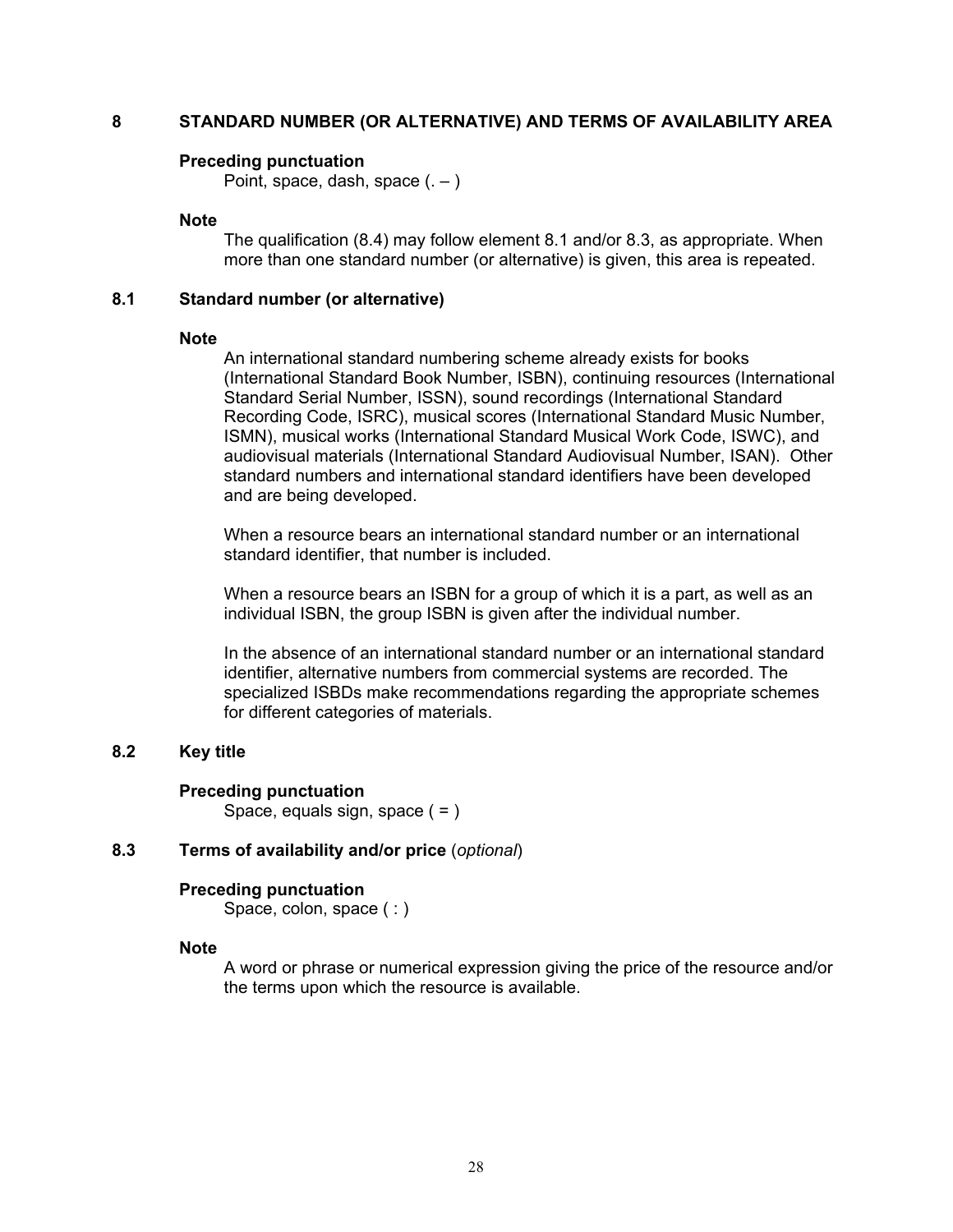## 8 STANDARD NUMBER (OR ALTERNATIVE) AND TERMS OF AVAILABILITY AREA

**Preceding punctuation**

Point, space, dash, space (. – )

**Note**

The qualification (8.4) may follow element 8.1 and/or 8.3, as appropriate. When more than one standard number (or alternative) is given, this area is repeated.

### 8.1 Standard number (or alternative)

**Note**

An international standard numbering scheme already exists for books (International Standard Book Number, ISBN), continuing resources (International Standard Serial Number, ISSN), sound recordings (International Standard Recording Code, ISRC), musical scores (International Standard Music Number, ISMN), musical works (International Standard Musical Work Code, ISWC), and audiovisual materials (International Standard Audiovisual Number, ISAN). Other standard numbers and international standard identifiers have been developed and are being developed.

When a resource bears an international standard number or an international standard identifier, that number is included.

When a resource bears an ISBN for a group of which it is a part, as well as an individual ISBN, the group ISBN is given after the individual number.

In the absence of an international standard number or an international standard identifier, alternative numbers from commercial systems are recorded. The specialized ISBDs make recommendations regarding the appropriate schemes for different categories of materials.

### 8.2 Key title

**Preceding punctuation**

Space, equals sign, space ( = )

### 8.3 Terms of availability and/or price (*optional*)

**Preceding punctuation**

Space, colon, space ( : )

**Note**

A word or phrase or numerical expression giving the price of the resource and/or the terms upon which the resource is available.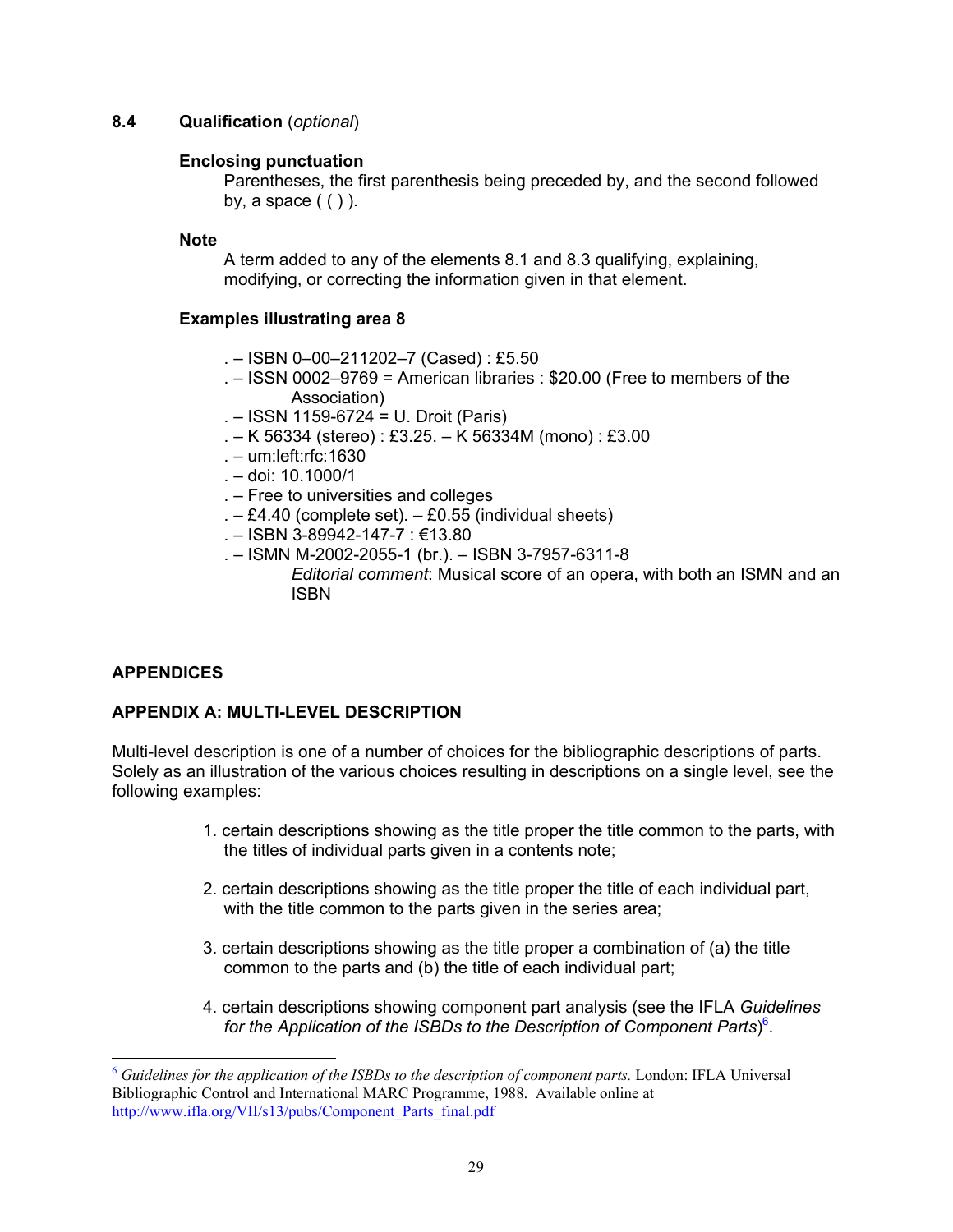### 8.4 Qualification (*optional*)

**Enclosing punctuation**

Parentheses, the first parenthesis being preceded by, and the second followed by, a space ( ( ) ).

**Note**

A term added to any of the elements 8.1 and 8.3 qualifying, explaining, modifying, or correcting the information given in that element.

**Examples illustrating area 8**

. – ISBN 0–00–211202–7 (Cased) : £5.50
. – ISSN 0002–9769 = American libraries : $20.00 (Free to members of the Association)
. – ISSN 1159-6724 = U. Droit (Paris)
. – K 56334 (stereo) : £3.25. – K 56334M (mono) : £3.00
. – um:left:rfc:1630
. – doi: 10.1000/1
. – Free to universities and colleges
. – £4.40 (complete set). – £0.55 (individual sheets)
. – ISBN 3-89942-147-7 : €13.80
. – ISMN M-2002-2055-1 (br.). – ISBN 3-7957-6311-8
*Editorial comment*: Musical score of an opera, with both an ISMN and an ISBN

## APPENDICES

## APPENDIX A: MULTI-LEVEL DESCRIPTION

Multi-level description is one of a number of choices for the bibliographic descriptions of parts. Solely as an illustration of the various choices resulting in descriptions on a single level, see the following examples:

1. certain descriptions showing as the title proper the title common to the parts, with the titles of individual parts given in a contents note;

2. certain descriptions showing as the title proper the title of each individual part, with the title common to the parts given in the series area;

3. certain descriptions showing as the title proper a combination of (a) the title common to the parts and (b) the title of each individual part;

4. certain descriptions showing component part analysis (see the IFLA *Guidelines for the Application of the ISBDs to the Description of Component Parts*)[6].

[6] *Guidelines for the application of the ISBDs to the description of component parts.* London: IFLA Universal Bibliographic Control and International MARC Programme, 1988. Available online at http://www.ifla.org/VII/s13/pubs/Component_Parts_final.pdf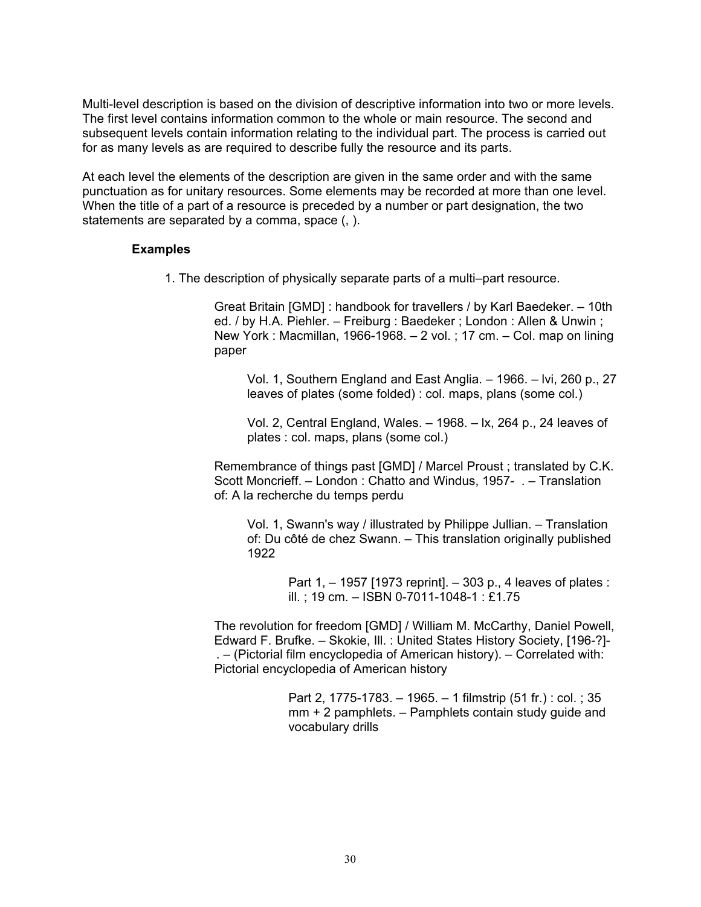Multi-level description is based on the division of descriptive information into two or more levels. The first level contains information common to the whole or main resource. The second and subsequent levels contain information relating to the individual part. The process is carried out for as many levels as are required to describe fully the resource and its parts.

At each level the elements of the description are given in the same order and with the same punctuation as for unitary resources. Some elements may be recorded at more than one level. When the title of a part of a resource is preceded by a number or part designation, the two statements are separated by a comma, space (, ).

**Examples**

1. The description of physically separate parts of a multi–part resource.

> Great Britain [GMD] : handbook for travellers / by Karl Baedeker. – 10th ed. / by H.A. Piehler. – Freiburg : Baedeker ; London : Allen & Unwin ; New York : Macmillan, 1966-1968. – 2 vol. ; 17 cm. – Col. map on lining paper
>
> > Vol. 1, Southern England and East Anglia. – 1966. – lvi, 260 p., 27 leaves of plates (some folded) : col. maps, plans (some col.)
> >
> > Vol. 2, Central England, Wales. – 1968. – lx, 264 p., 24 leaves of plates : col. maps, plans (some col.)
>
> Remembrance of things past [GMD] / Marcel Proust ; translated by C.K. Scott Moncrieff. – London : Chatto and Windus, 1957- . – Translation of: A la recherche du temps perdu
>
> > Vol. 1, Swann's way / illustrated by Philippe Jullian. – Translation of: Du côté de chez Swann. – This translation originally published 1922
> >
> > > Part 1, – 1957 [1973 reprint]. – 303 p., 4 leaves of plates : ill. ; 19 cm. – ISBN 0-7011-1048-1 : £1.75
>
> The revolution for freedom [GMD] / William M. McCarthy, Daniel Powell, Edward F. Brufke. – Skokie, Ill. : United States History Society, [196-?]- . – (Pictorial film encyclopedia of American history). – Correlated with: Pictorial encyclopedia of American history
>
> > > Part 2, 1775-1783. – 1965. – 1 filmstrip (51 fr.) : col. ; 35 mm + 2 pamphlets. – Pamphlets contain study guide and vocabulary drills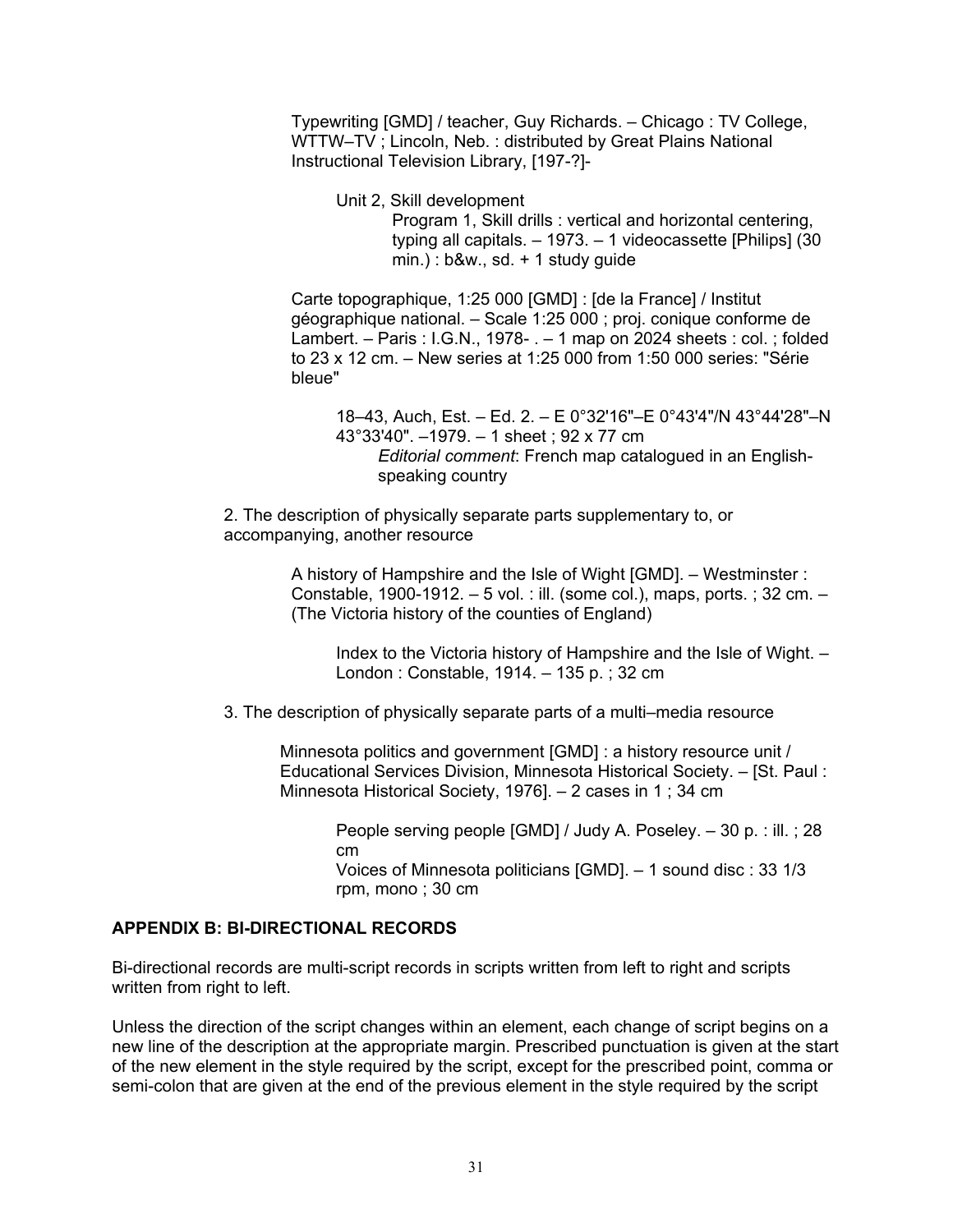Typewriting [GMD] / teacher, Guy Richards. – Chicago : TV College, WTTW–TV ; Lincoln, Neb. : distributed by Great Plains National Instructional Television Library, [197-?]-

> Unit 2, Skill development
>
> > Program 1, Skill drills : vertical and horizontal centering, typing all capitals. – 1973. – 1 videocassette [Philips] (30 min.) : b&w., sd. + 1 study guide

Carte topographique, 1:25 000 [GMD] : [de la France] / Institut géographique national. – Scale 1:25 000 ; proj. conique conforme de Lambert. – Paris : I.G.N., 1978- . – 1 map on 2024 sheets : col. ; folded to 23 x 12 cm. – New series at 1:25 000 from 1:50 000 series: "Série bleue"

> 18–43, Auch, Est. – Ed. 2. – E 0°32'16"–E 0°43'4"/N 43°44'28"–N 43°33'40". –1979. – 1 sheet ; 92 x 77 cm
>
> > *Editorial comment*: French map catalogued in an English-speaking country

2. The description of physically separate parts supplementary to, or accompanying, another resource

A history of Hampshire and the Isle of Wight [GMD]. – Westminster : Constable, 1900-1912. – 5 vol. : ill. (some col.), maps, ports. ; 32 cm. – (The Victoria history of the counties of England)

> Index to the Victoria history of Hampshire and the Isle of Wight. – London : Constable, 1914. – 135 p. ; 32 cm

3. The description of physically separate parts of a multi–media resource

Minnesota politics and government [GMD] : a history resource unit / Educational Services Division, Minnesota Historical Society. – [St. Paul : Minnesota Historical Society, 1976]. – 2 cases in 1 ; 34 cm

> People serving people [GMD] / Judy A. Poseley. – 30 p. : ill. ; 28 cm
>
> Voices of Minnesota politicians [GMD]. – 1 sound disc : 33 1/3 rpm, mono ; 30 cm

## APPENDIX B: BI-DIRECTIONAL RECORDS

Bi-directional records are multi-script records in scripts written from left to right and scripts written from right to left.

Unless the direction of the script changes within an element, each change of script begins on a new line of the description at the appropriate margin. Prescribed punctuation is given at the start of the new element in the style required by the script, except for the prescribed point, comma or semi-colon that are given at the end of the previous element in the style required by the script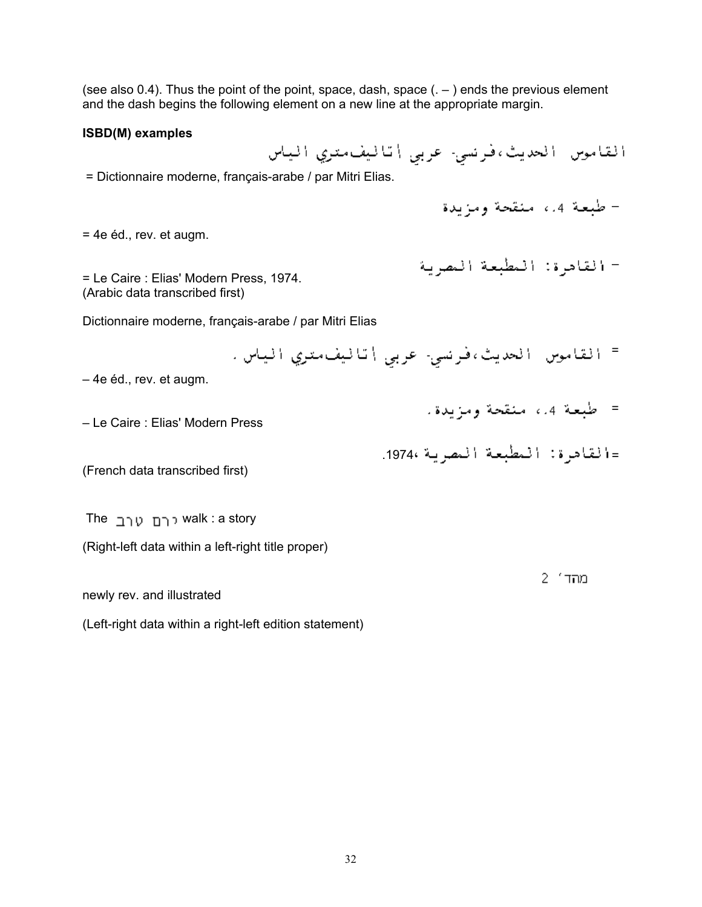(see also 0.4). Thus the point of the point, space, dash, space (. – ) ends the previous element and the dash begins the following element on a new line at the appropriate margin.

**ISBD(M) examples**

القاموس الحديث،فرنسي- عربي / تاليف متري الياس

= Dictionnaire moderne, français-arabe / par Mitri Elias.

– طبعة 4.، منقحة ومزيدة

= 4e éd., rev. et augm.

– القاهرة: المطبعة المصرية

= Le Caire : Elias' Modern Press, 1974.
(Arabic data transcribed first)

Dictionnaire moderne, français-arabe / par Mitri Elias

= القاموس الحديث،فرنسي- عربي / تاليف متري الياس .

– 4e éd., rev. et augm.

= طبعة 4.، منقحة ومزيدة .

– Le Caire : Elias' Modern Press

=القاهرة: المطبعة المصرية ،1974.

(French data transcribed first)

The ירח טרב walk : a story

(Right-left data within a left-right title proper)

מהד' 2

newly rev. and illustrated

(Left-right data within a right-left edition statement)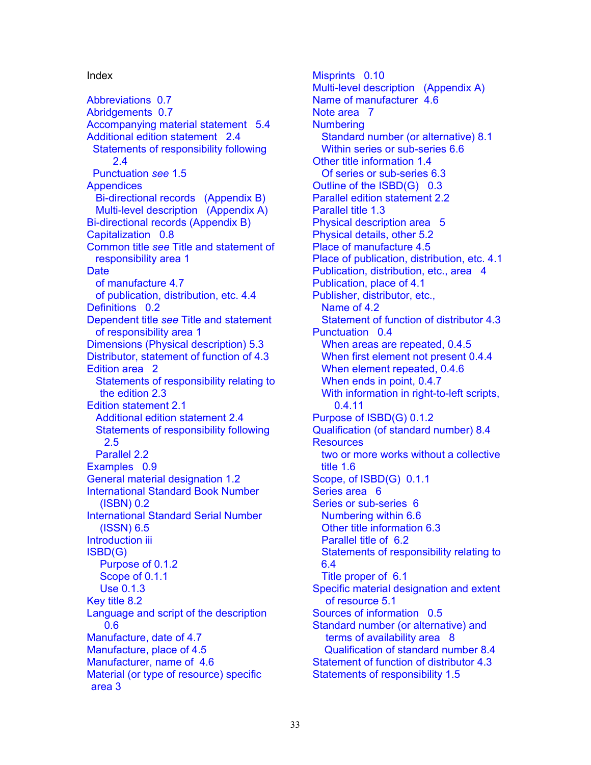# Index

Abbreviations 0.7
Abridgements 0.7
Accompanying material statement 5.4
Additional edition statement 2.4
  Statements of responsibility following 2.4
  Punctuation *see* 1.5
Appendices
  Bi-directional records (Appendix B)
  Multi-level description (Appendix A)
Bi-directional records (Appendix B)
Capitalization 0.8
Common title *see* Title and statement of responsibility area 1
Date
  of manufacture 4.7
  of publication, distribution, etc. 4.4
Definitions 0.2
Dependent title *see* Title and statement of responsibility area 1
Dimensions (Physical description) 5.3
Distributor, statement of function of 4.3
Edition area 2
  Statements of responsibility relating to the edition 2.3
Edition statement 2.1
  Additional edition statement 2.4
  Statements of responsibility following 2.5
  Parallel 2.2
Examples 0.9
General material designation 1.2
International Standard Book Number (ISBN) 0.2
International Standard Serial Number (ISSN) 6.5
Introduction iii
ISBD(G)
  Purpose of 0.1.2
  Scope of 0.1.1
  Use 0.1.3
Key title 8.2
Language and script of the description 0.6
Manufacture, date of 4.7
Manufacture, place of 4.5
Manufacturer, name of 4.6
Material (or type of resource) specific area 3
Misprints 0.10
Multi-level description (Appendix A)
Name of manufacturer 4.6
Note area 7
Numbering
  Standard number (or alternative) 8.1
  Within series or sub-series 6.6
Other title information 1.4
  Of series or sub-series 6.3
Outline of the ISBD(G) 0.3
Parallel edition statement 2.2
Parallel title 1.3
Physical description area 5
Physical details, other 5.2
Place of manufacture 4.5
Place of publication, distribution, etc. 4.1
Publication, distribution, etc., area 4
Publication, place of 4.1
Publisher, distributor, etc.,
  Name of 4.2
  Statement of function of distributor 4.3
Punctuation 0.4
  When areas are repeated, 0.4.5
  When first element not present 0.4.4
  When element repeated, 0.4.6
  When ends in point, 0.4.7
  With information in right-to-left scripts, 0.4.11
Purpose of ISBD(G) 0.1.2
Qualification (of standard number) 8.4
Resources
  two or more works without a collective title 1.6
Scope, of ISBD(G) 0.1.1
Series area 6
Series or sub-series 6
  Numbering within 6.6
  Other title information 6.3
  Parallel title of 6.2
  Statements of responsibility relating to 6.4
  Title proper of 6.1
Specific material designation and extent of resource 5.1
Sources of information 0.5
Standard number (or alternative) and terms of availability area 8
  Qualification of standard number 8.4
Statement of function of distributor 4.3
Statements of responsibility 1.5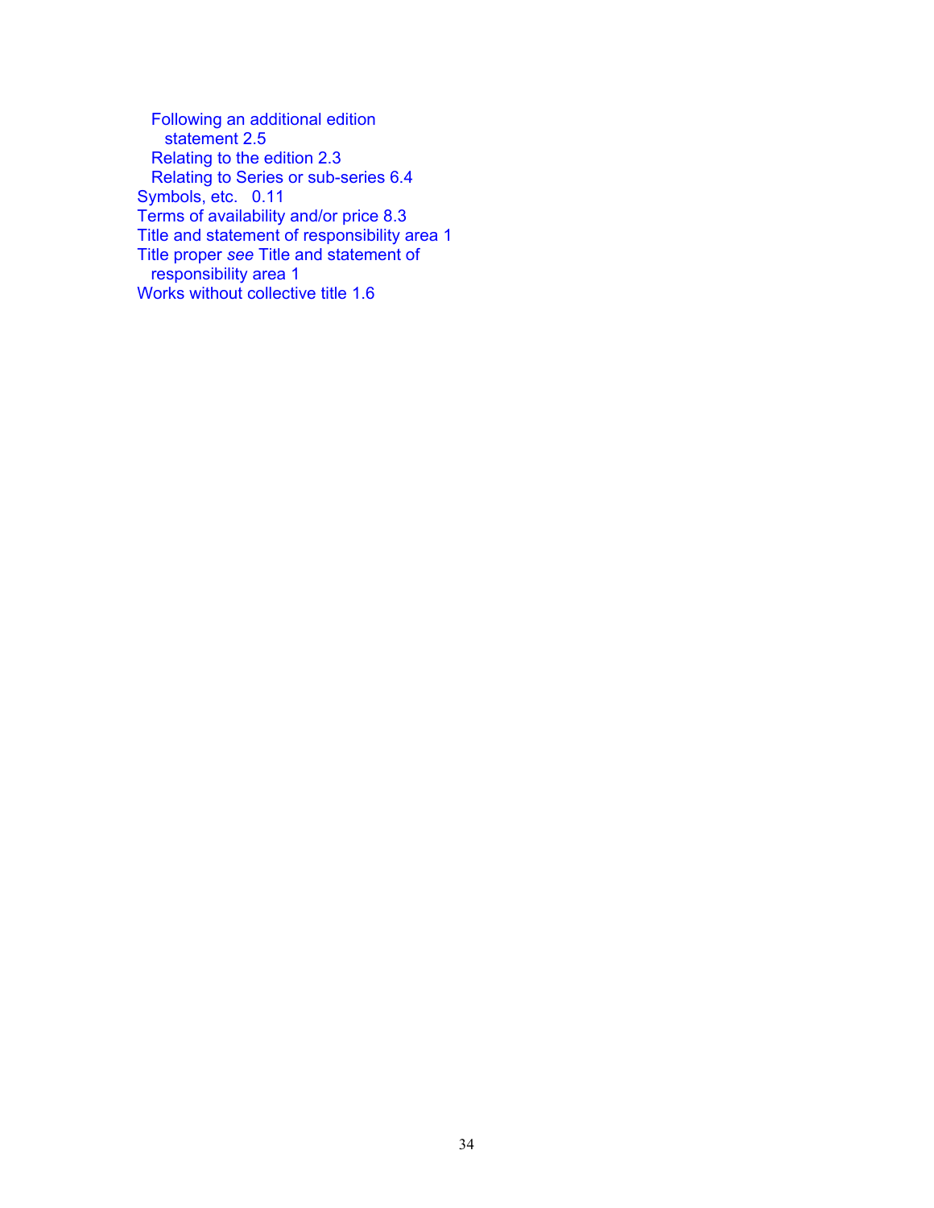Following an additional edition statement 2.5
Relating to the edition 2.3
Relating to Series or sub-series 6.4
Symbols, etc. 0.11
Terms of availability and/or price 8.3
Title and statement of responsibility area 1
Title proper *see* Title and statement of responsibility area 1
Works without collective title 1.6